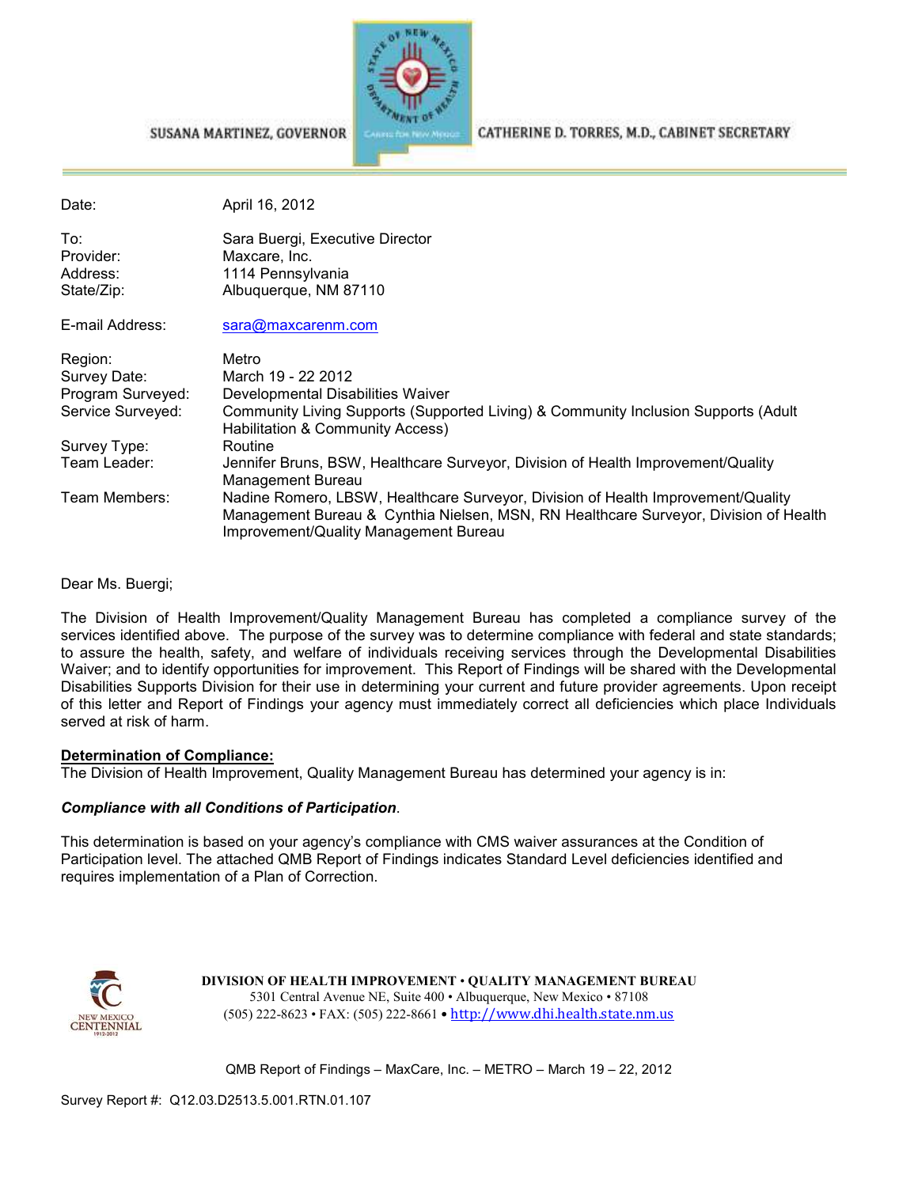SUSANA MARTINEZ, GOVERNOR

CATHERINE D. TORRES, M.D., CABINET SECRETARY

| | |
|---|---|
| Date: | April 16, 2012 |
| To: | Sara Buergi, Executive Director |
| Provider: | Maxcare, Inc. |
| Address: | 1114 Pennsylvania |
| State/Zip: | Albuquerque, NM 87110 |
| E-mail Address: | sara@maxcarenm.com |
| Region: | Metro |
| Survey Date: | March 19 - 22 2012 |
| Program Surveyed: | Developmental Disabilities Waiver |
| Service Surveyed: | Community Living Supports (Supported Living) & Community Inclusion Supports (Adult Habilitation & Community Access) |
| Survey Type: | Routine |
| Team Leader: | Jennifer Bruns, BSW, Healthcare Surveyor, Division of Health Improvement/Quality Management Bureau |
| Team Members: | Nadine Romero, LBSW, Healthcare Surveyor, Division of Health Improvement/Quality Management Bureau & Cynthia Nielsen, MSN, RN Healthcare Surveyor, Division of Health Improvement/Quality Management Bureau |

Dear Ms. Buergi;

The Division of Health Improvement/Quality Management Bureau has completed a compliance survey of the services identified above. The purpose of the survey was to determine compliance with federal and state standards; to assure the health, safety, and welfare of individuals receiving services through the Developmental Disabilities Waiver; and to identify opportunities for improvement. This Report of Findings will be shared with the Developmental Disabilities Supports Division for their use in determining your current and future provider agreements. Upon receipt of this letter and Report of Findings your agency must immediately correct all deficiencies which place Individuals served at risk of harm.

**Determination of Compliance:**

The Division of Health Improvement, Quality Management Bureau has determined your agency is in:

***Compliance with all Conditions of Participation***.

This determination is based on your agency's compliance with CMS waiver assurances at the Condition of Participation level. The attached QMB Report of Findings indicates Standard Level deficiencies identified and requires implementation of a Plan of Correction.

**DIVISION OF HEALTH IMPROVEMENT • QUALITY MANAGEMENT BUREAU**
5301 Central Avenue NE, Suite 400 • Albuquerque, New Mexico • 87108
(505) 222-8623 • FAX: (505) 222-8661 • http://www.dhi.health.state.nm.us

QMB Report of Findings – MaxCare, Inc. – METRO – March 19 – 22, 2012

Survey Report #: Q12.03.D2513.5.001.RTN.01.107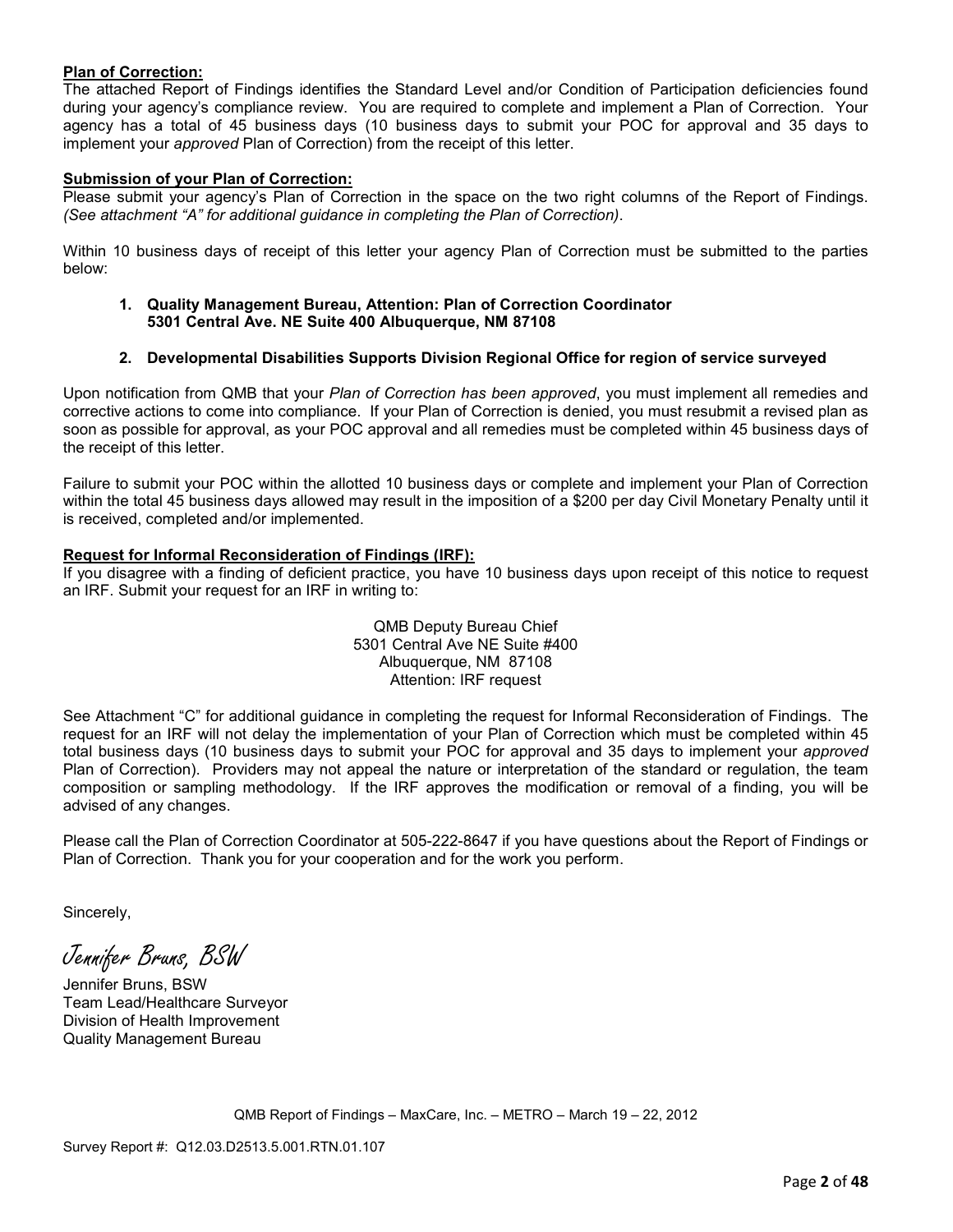**Plan of Correction:**

The attached Report of Findings identifies the Standard Level and/or Condition of Participation deficiencies found during your agency's compliance review. You are required to complete and implement a Plan of Correction. Your agency has a total of 45 business days (10 business days to submit your POC for approval and 35 days to implement your *approved* Plan of Correction) from the receipt of this letter.

**Submission of your Plan of Correction:**

Please submit your agency's Plan of Correction in the space on the two right columns of the Report of Findings. *(See attachment "A" for additional guidance in completing the Plan of Correction).*

Within 10 business days of receipt of this letter your agency Plan of Correction must be submitted to the parties below:

1. **Quality Management Bureau, Attention: Plan of Correction Coordinator 5301 Central Ave. NE Suite 400 Albuquerque, NM 87108**
2. **Developmental Disabilities Supports Division Regional Office for region of service surveyed**

Upon notification from QMB that your *Plan of Correction has been approved*, you must implement all remedies and corrective actions to come into compliance. If your Plan of Correction is denied, you must resubmit a revised plan as soon as possible for approval, as your POC approval and all remedies must be completed within 45 business days of the receipt of this letter.

Failure to submit your POC within the allotted 10 business days or complete and implement your Plan of Correction within the total 45 business days allowed may result in the imposition of a $200 per day Civil Monetary Penalty until it is received, completed and/or implemented.

**Request for Informal Reconsideration of Findings (IRF):**

If you disagree with a finding of deficient practice, you have 10 business days upon receipt of this notice to request an IRF. Submit your request for an IRF in writing to:

QMB Deputy Bureau Chief
5301 Central Ave NE Suite #400
Albuquerque, NM 87108
Attention: IRF request

See Attachment "C" for additional guidance in completing the request for Informal Reconsideration of Findings. The request for an IRF will not delay the implementation of your Plan of Correction which must be completed within 45 total business days (10 business days to submit your POC for approval and 35 days to implement your *approved* Plan of Correction). Providers may not appeal the nature or interpretation of the standard or regulation, the team composition or sampling methodology. If the IRF approves the modification or removal of a finding, you will be advised of any changes.

Please call the Plan of Correction Coordinator at 505-222-8647 if you have questions about the Report of Findings or Plan of Correction. Thank you for your cooperation and for the work you perform.

Sincerely,

*Jennifer Bruns, BSW*

Jennifer Bruns, BSW
Team Lead/Healthcare Surveyor
Division of Health Improvement
Quality Management Bureau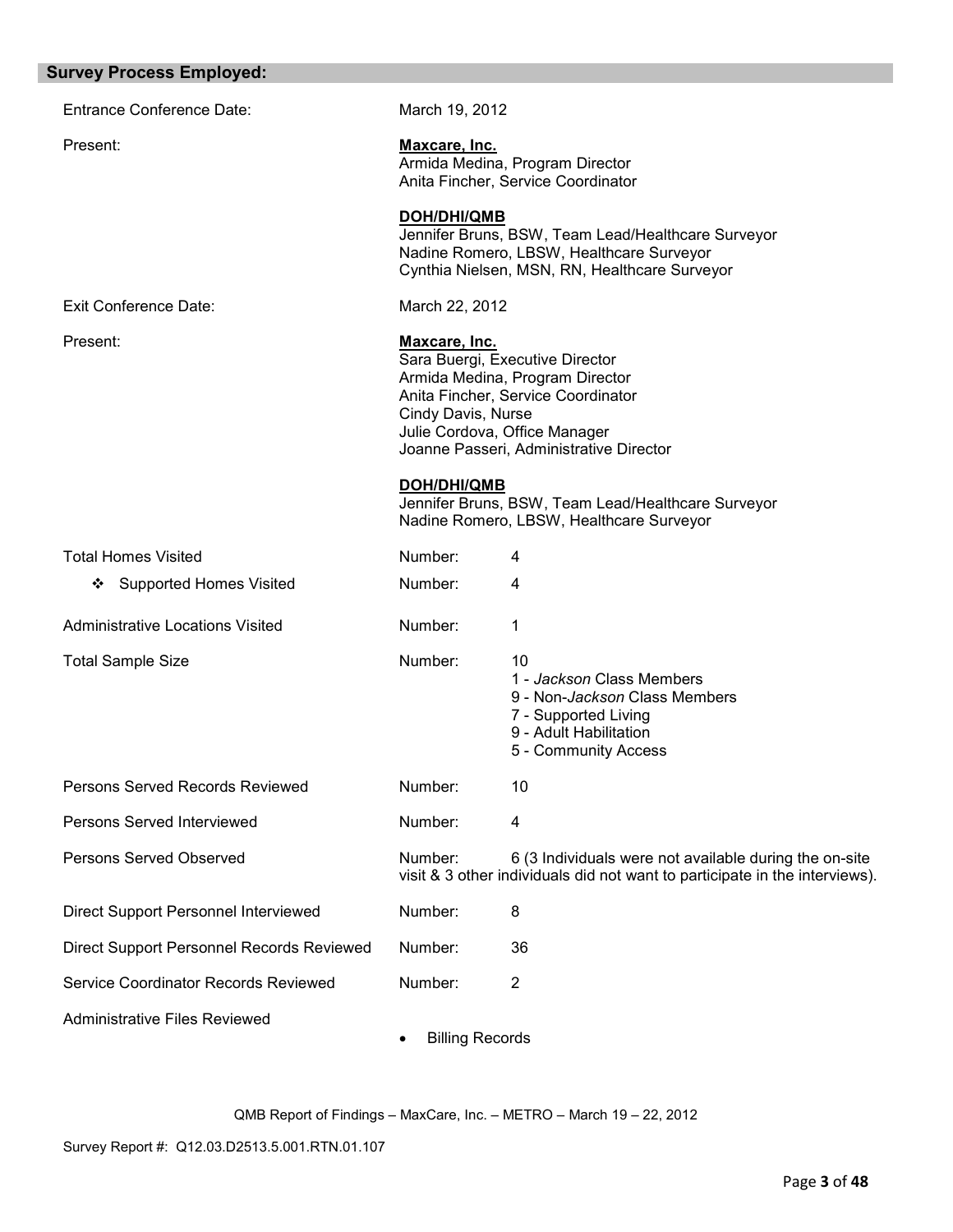## Survey Process Employed:

Entrance Conference Date: March 19, 2012

Present:

**Maxcare, Inc.**
Armida Medina, Program Director
Anita Fincher, Service Coordinator

**DOH/DHI/QMB**
Jennifer Bruns, BSW, Team Lead/Healthcare Surveyor
Nadine Romero, LBSW, Healthcare Surveyor
Cynthia Nielsen, MSN, RN, Healthcare Surveyor

Exit Conference Date: March 22, 2012

Present:

**Maxcare, Inc.**
Sara Buergi, Executive Director
Armida Medina, Program Director
Anita Fincher, Service Coordinator
Cindy Davis, Nurse
Julie Cordova, Office Manager
Joanne Passeri, Administrative Director

**DOH/DHI/QMB**
Jennifer Bruns, BSW, Team Lead/Healthcare Surveyor
Nadine Romero, LBSW, Healthcare Surveyor

Total Homes Visited — Number: 4

- ❖ Supported Homes Visited — Number: 4

Administrative Locations Visited — Number: 1

Total Sample Size — Number: 10
- 1 - *Jackson* Class Members
- 9 - Non-*Jackson* Class Members
- 7 - Supported Living
- 9 - Adult Habilitation
- 5 - Community Access

Persons Served Records Reviewed — Number: 10

Persons Served Interviewed — Number: 4

Persons Served Observed — Number: 6 (3 Individuals were not available during the on-site visit & 3 other individuals did not want to participate in the interviews).

Direct Support Personnel Interviewed — Number: 8

Direct Support Personnel Records Reviewed — Number: 36

Service Coordinator Records Reviewed — Number: 2

Administrative Files Reviewed

- Billing Records

QMB Report of Findings – MaxCare, Inc. – METRO – March 19 – 22, 2012

Survey Report #: Q12.03.D2513.5.001.RTN.01.107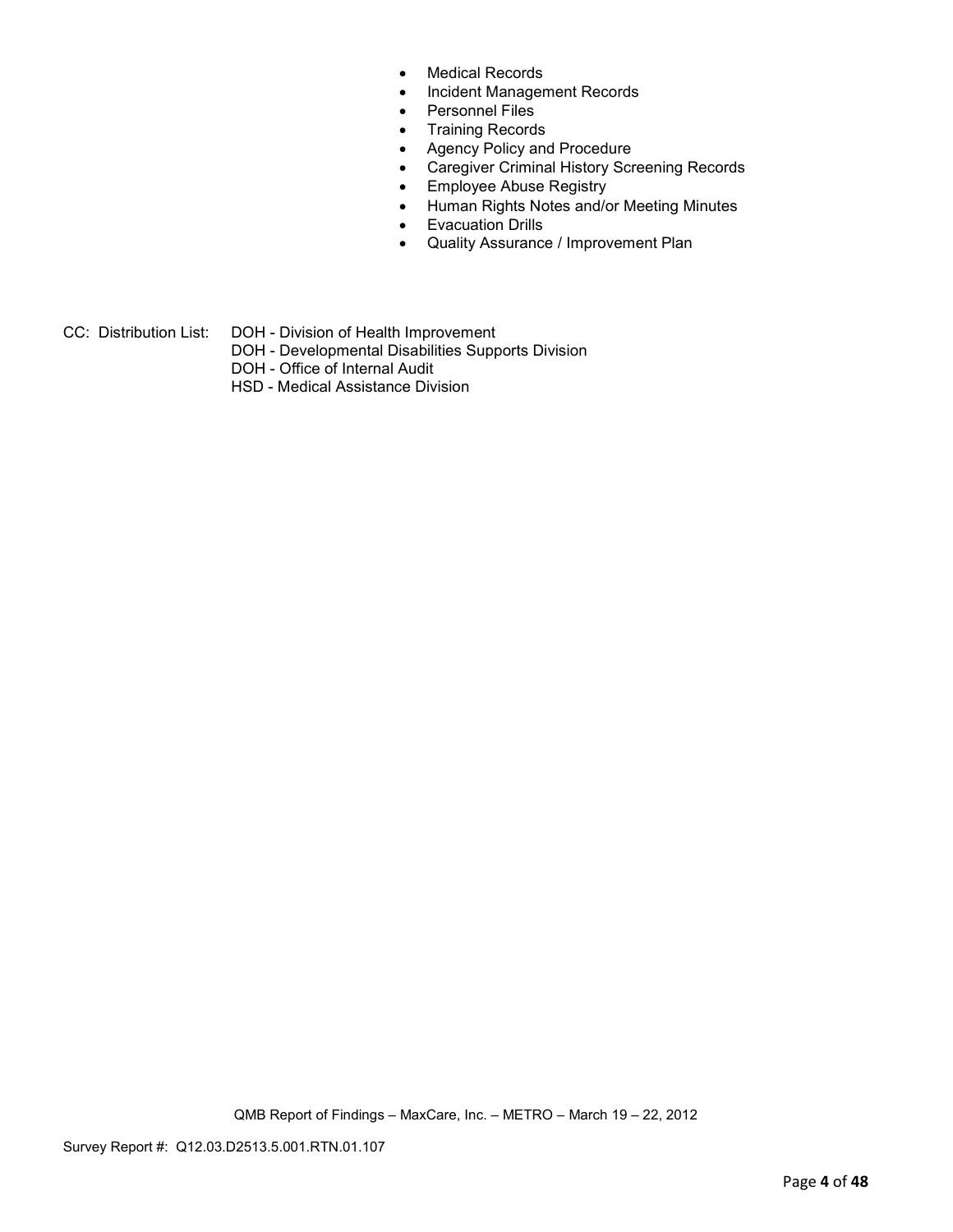- Medical Records
- Incident Management Records
- Personnel Files
- Training Records
- Agency Policy and Procedure
- Caregiver Criminal History Screening Records
- Employee Abuse Registry
- Human Rights Notes and/or Meeting Minutes
- Evacuation Drills
- Quality Assurance / Improvement Plan

CC: Distribution List: DOH - Division of Health Improvement
DOH - Developmental Disabilities Supports Division
DOH - Office of Internal Audit
HSD - Medical Assistance Division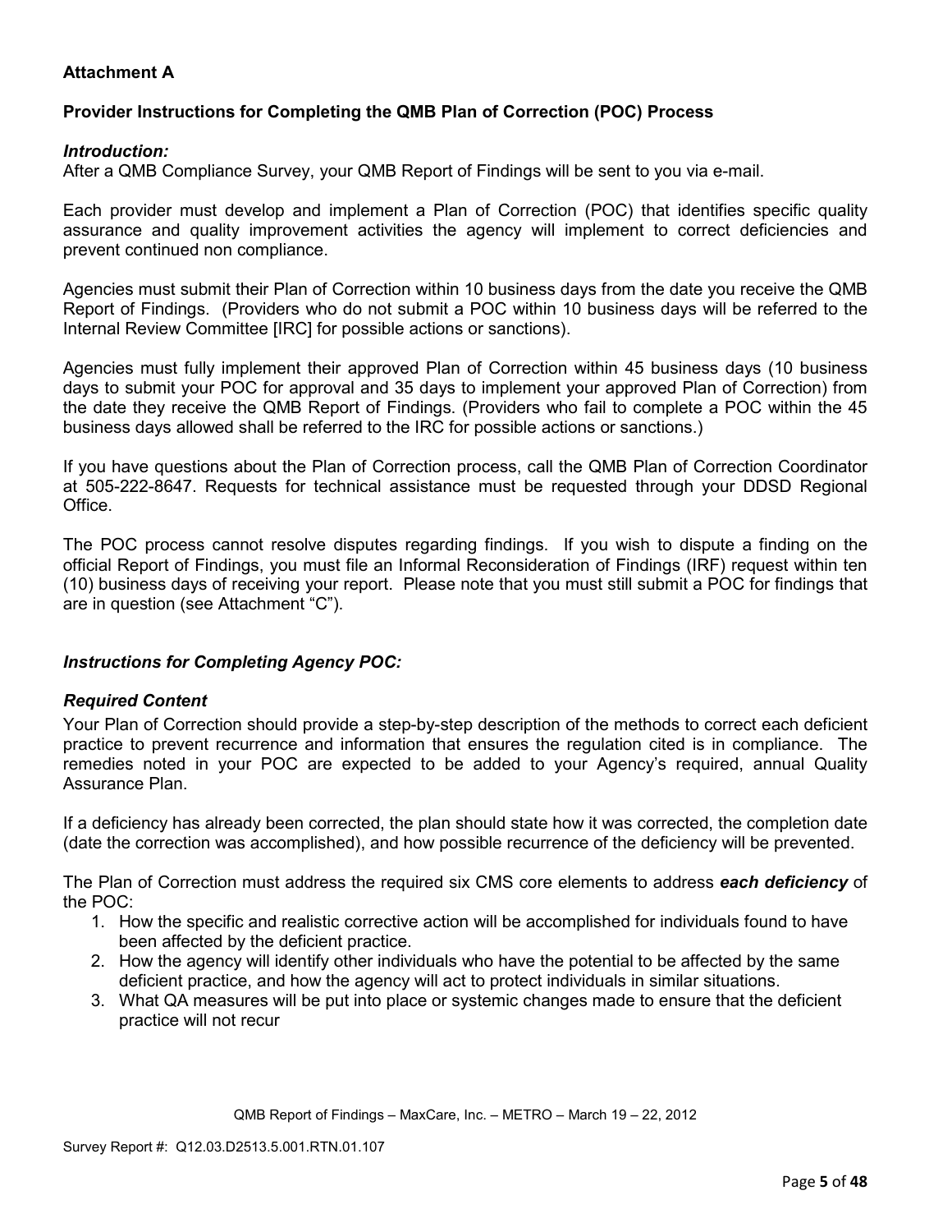**Attachment A**

**Provider Instructions for Completing the QMB Plan of Correction (POC) Process**

***Introduction:***

After a QMB Compliance Survey, your QMB Report of Findings will be sent to you via e-mail.

Each provider must develop and implement a Plan of Correction (POC) that identifies specific quality assurance and quality improvement activities the agency will implement to correct deficiencies and prevent continued non compliance.

Agencies must submit their Plan of Correction within 10 business days from the date you receive the QMB Report of Findings. (Providers who do not submit a POC within 10 business days will be referred to the Internal Review Committee [IRC] for possible actions or sanctions).

Agencies must fully implement their approved Plan of Correction within 45 business days (10 business days to submit your POC for approval and 35 days to implement your approved Plan of Correction) from the date they receive the QMB Report of Findings. (Providers who fail to complete a POC within the 45 business days allowed shall be referred to the IRC for possible actions or sanctions.)

If you have questions about the Plan of Correction process, call the QMB Plan of Correction Coordinator at 505-222-8647. Requests for technical assistance must be requested through your DDSD Regional Office.

The POC process cannot resolve disputes regarding findings. If you wish to dispute a finding on the official Report of Findings, you must file an Informal Reconsideration of Findings (IRF) request within ten (10) business days of receiving your report. Please note that you must still submit a POC for findings that are in question (see Attachment "C").

***Instructions for Completing Agency POC:***

***Required Content***

Your Plan of Correction should provide a step-by-step description of the methods to correct each deficient practice to prevent recurrence and information that ensures the regulation cited is in compliance. The remedies noted in your POC are expected to be added to your Agency's required, annual Quality Assurance Plan.

If a deficiency has already been corrected, the plan should state how it was corrected, the completion date (date the correction was accomplished), and how possible recurrence of the deficiency will be prevented.

The Plan of Correction must address the required six CMS core elements to address ***each deficiency*** of the POC:

1. How the specific and realistic corrective action will be accomplished for individuals found to have been affected by the deficient practice.
2. How the agency will identify other individuals who have the potential to be affected by the same deficient practice, and how the agency will act to protect individuals in similar situations.
3. What QA measures will be put into place or systemic changes made to ensure that the deficient practice will not recur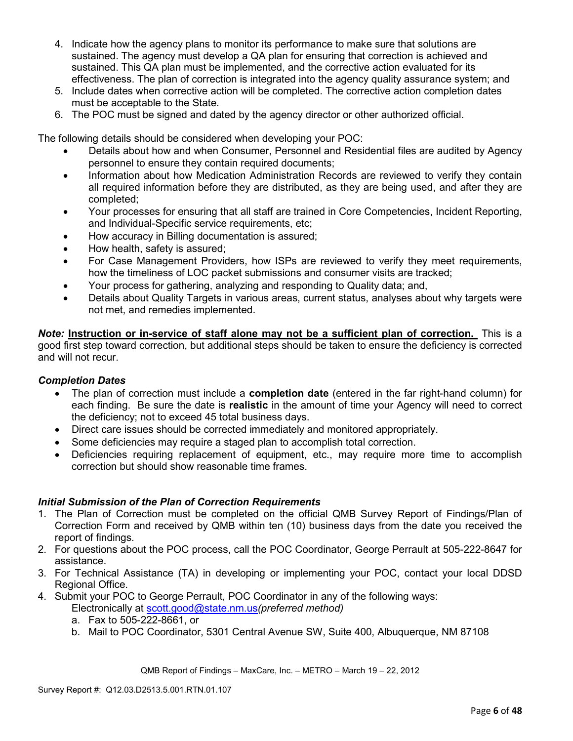4. Indicate how the agency plans to monitor its performance to make sure that solutions are sustained. The agency must develop a QA plan for ensuring that correction is achieved and sustained. This QA plan must be implemented, and the corrective action evaluated for its effectiveness. The plan of correction is integrated into the agency quality assurance system; and
5. Include dates when corrective action will be completed. The corrective action completion dates must be acceptable to the State.
6. The POC must be signed and dated by the agency director or other authorized official.

The following details should be considered when developing your POC:

- Details about how and when Consumer, Personnel and Residential files are audited by Agency personnel to ensure they contain required documents;
- Information about how Medication Administration Records are reviewed to verify they contain all required information before they are distributed, as they are being used, and after they are completed;
- Your processes for ensuring that all staff are trained in Core Competencies, Incident Reporting, and Individual-Specific service requirements, etc;
- How accuracy in Billing documentation is assured;
- How health, safety is assured;
- For Case Management Providers, how ISPs are reviewed to verify they meet requirements, how the timeliness of LOC packet submissions and consumer visits are tracked;
- Your process for gathering, analyzing and responding to Quality data; and,
- Details about Quality Targets in various areas, current status, analyses about why targets were not met, and remedies implemented.

***Note:*** **Instruction or in-service of staff alone may not be a sufficient plan of correction.** This is a good first step toward correction, but additional steps should be taken to ensure the deficiency is corrected and will not recur.

### *Completion Dates*

- The plan of correction must include a **completion date** (entered in the far right-hand column) for each finding. Be sure the date is **realistic** in the amount of time your Agency will need to correct the deficiency; not to exceed 45 total business days.
- Direct care issues should be corrected immediately and monitored appropriately.
- Some deficiencies may require a staged plan to accomplish total correction.
- Deficiencies requiring replacement of equipment, etc., may require more time to accomplish correction but should show reasonable time frames.

### *Initial Submission of the Plan of Correction Requirements*

1. The Plan of Correction must be completed on the official QMB Survey Report of Findings/Plan of Correction Form and received by QMB within ten (10) business days from the date you received the report of findings.
2. For questions about the POC process, call the POC Coordinator, George Perrault at 505-222-8647 for assistance.
3. For Technical Assistance (TA) in developing or implementing your POC, contact your local DDSD Regional Office.
4. Submit your POC to George Perrault, POC Coordinator in any of the following ways:
   Electronically at scott.good@state.nm.us *(preferred method)*
   a. Fax to 505-222-8661, or
   b. Mail to POC Coordinator, 5301 Central Avenue SW, Suite 400, Albuquerque, NM 87108

QMB Report of Findings – MaxCare, Inc. – METRO – March 19 – 22, 2012

Survey Report #: Q12.03.D2513.5.001.RTN.01.107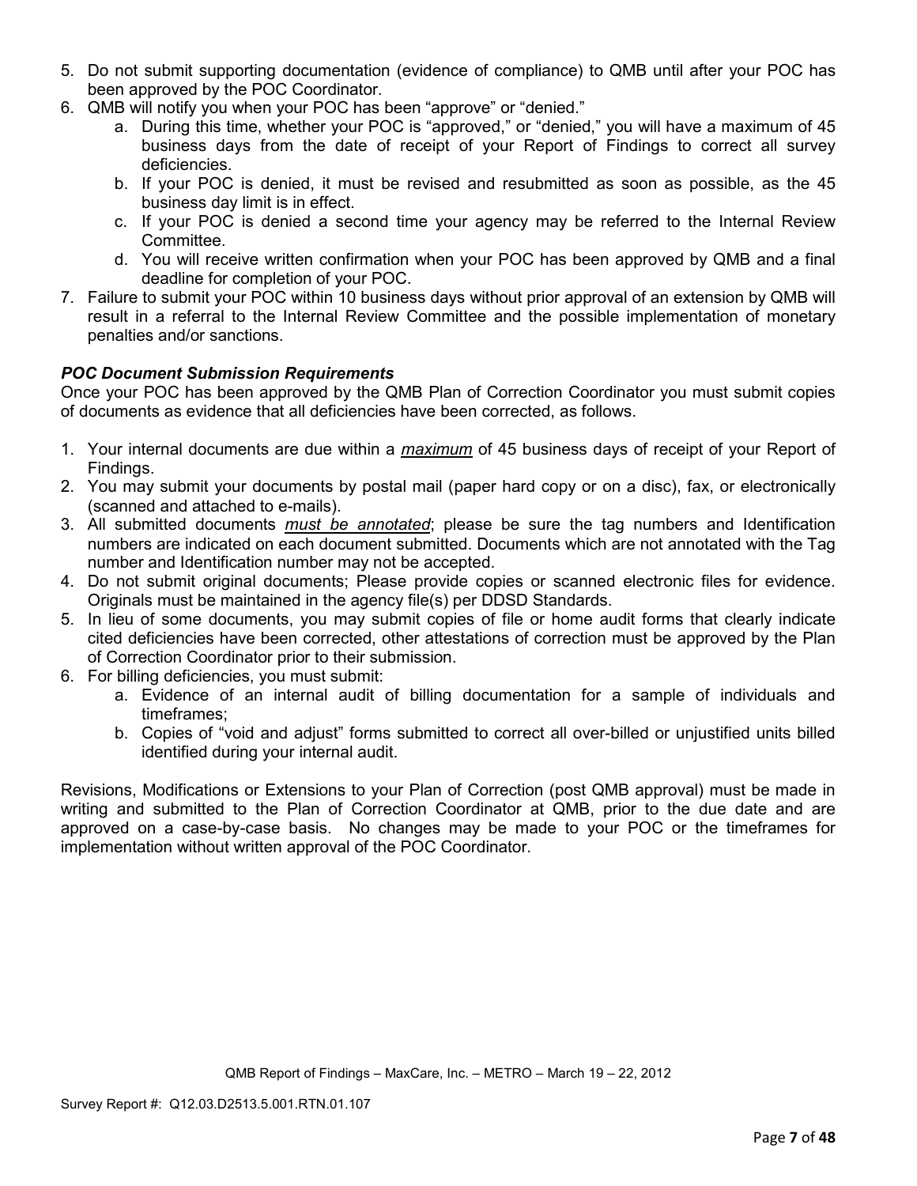5. Do not submit supporting documentation (evidence of compliance) to QMB until after your POC has been approved by the POC Coordinator.
6. QMB will notify you when your POC has been "approve" or "denied."
   a. During this time, whether your POC is "approved," or "denied," you will have a maximum of 45 business days from the date of receipt of your Report of Findings to correct all survey deficiencies.
   b. If your POC is denied, it must be revised and resubmitted as soon as possible, as the 45 business day limit is in effect.
   c. If your POC is denied a second time your agency may be referred to the Internal Review Committee.
   d. You will receive written confirmation when your POC has been approved by QMB and a final deadline for completion of your POC.
7. Failure to submit your POC within 10 business days without prior approval of an extension by QMB will result in a referral to the Internal Review Committee and the possible implementation of monetary penalties and/or sanctions.

***POC Document Submission Requirements***

Once your POC has been approved by the QMB Plan of Correction Coordinator you must submit copies of documents as evidence that all deficiencies have been corrected, as follows.

1. Your internal documents are due within a ***maximum*** of 45 business days of receipt of your Report of Findings.
2. You may submit your documents by postal mail (paper hard copy or on a disc), fax, or electronically (scanned and attached to e-mails).
3. All submitted documents ***must be annotated***; please be sure the tag numbers and Identification numbers are indicated on each document submitted. Documents which are not annotated with the Tag number and Identification number may not be accepted.
4. Do not submit original documents; Please provide copies or scanned electronic files for evidence. Originals must be maintained in the agency file(s) per DDSD Standards.
5. In lieu of some documents, you may submit copies of file or home audit forms that clearly indicate cited deficiencies have been corrected, other attestations of correction must be approved by the Plan of Correction Coordinator prior to their submission.
6. For billing deficiencies, you must submit:
   a. Evidence of an internal audit of billing documentation for a sample of individuals and timeframes;
   b. Copies of "void and adjust" forms submitted to correct all over-billed or unjustified units billed identified during your internal audit.

Revisions, Modifications or Extensions to your Plan of Correction (post QMB approval) must be made in writing and submitted to the Plan of Correction Coordinator at QMB, prior to the due date and are approved on a case-by-case basis. No changes may be made to your POC or the timeframes for implementation without written approval of the POC Coordinator.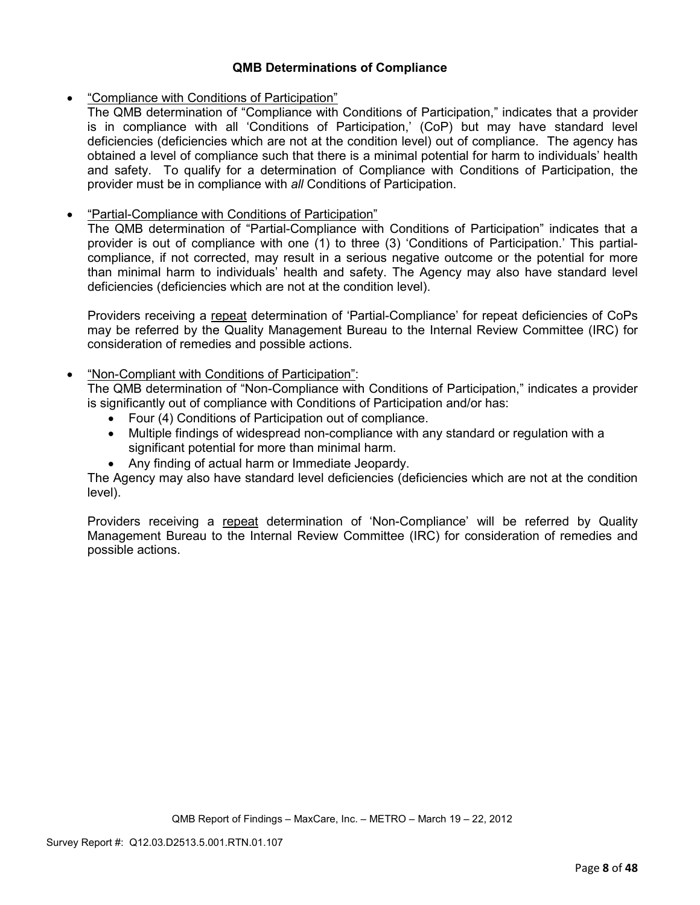### QMB Determinations of Compliance

- "Compliance with Conditions of Participation"
  The QMB determination of "Compliance with Conditions of Participation," indicates that a provider is in compliance with all 'Conditions of Participation,' (CoP) but may have standard level deficiencies (deficiencies which are not at the condition level) out of compliance. The agency has obtained a level of compliance such that there is a minimal potential for harm to individuals' health and safety. To qualify for a determination of Compliance with Conditions of Participation, the provider must be in compliance with *all* Conditions of Participation.

- "Partial-Compliance with Conditions of Participation"
  The QMB determination of "Partial-Compliance with Conditions of Participation" indicates that a provider is out of compliance with one (1) to three (3) 'Conditions of Participation.' This partial-compliance, if not corrected, may result in a serious negative outcome or the potential for more than minimal harm to individuals' health and safety. The Agency may also have standard level deficiencies (deficiencies which are not at the condition level).

  Providers receiving a repeat determination of 'Partial-Compliance' for repeat deficiencies of CoPs may be referred by the Quality Management Bureau to the Internal Review Committee (IRC) for consideration of remedies and possible actions.

- "Non-Compliant with Conditions of Participation":
  The QMB determination of "Non-Compliance with Conditions of Participation," indicates a provider is significantly out of compliance with Conditions of Participation and/or has:
  - Four (4) Conditions of Participation out of compliance.
  - Multiple findings of widespread non-compliance with any standard or regulation with a significant potential for more than minimal harm.
  - Any finding of actual harm or Immediate Jeopardy.

  The Agency may also have standard level deficiencies (deficiencies which are not at the condition level).

  Providers receiving a repeat determination of 'Non-Compliance' will be referred by Quality Management Bureau to the Internal Review Committee (IRC) for consideration of remedies and possible actions.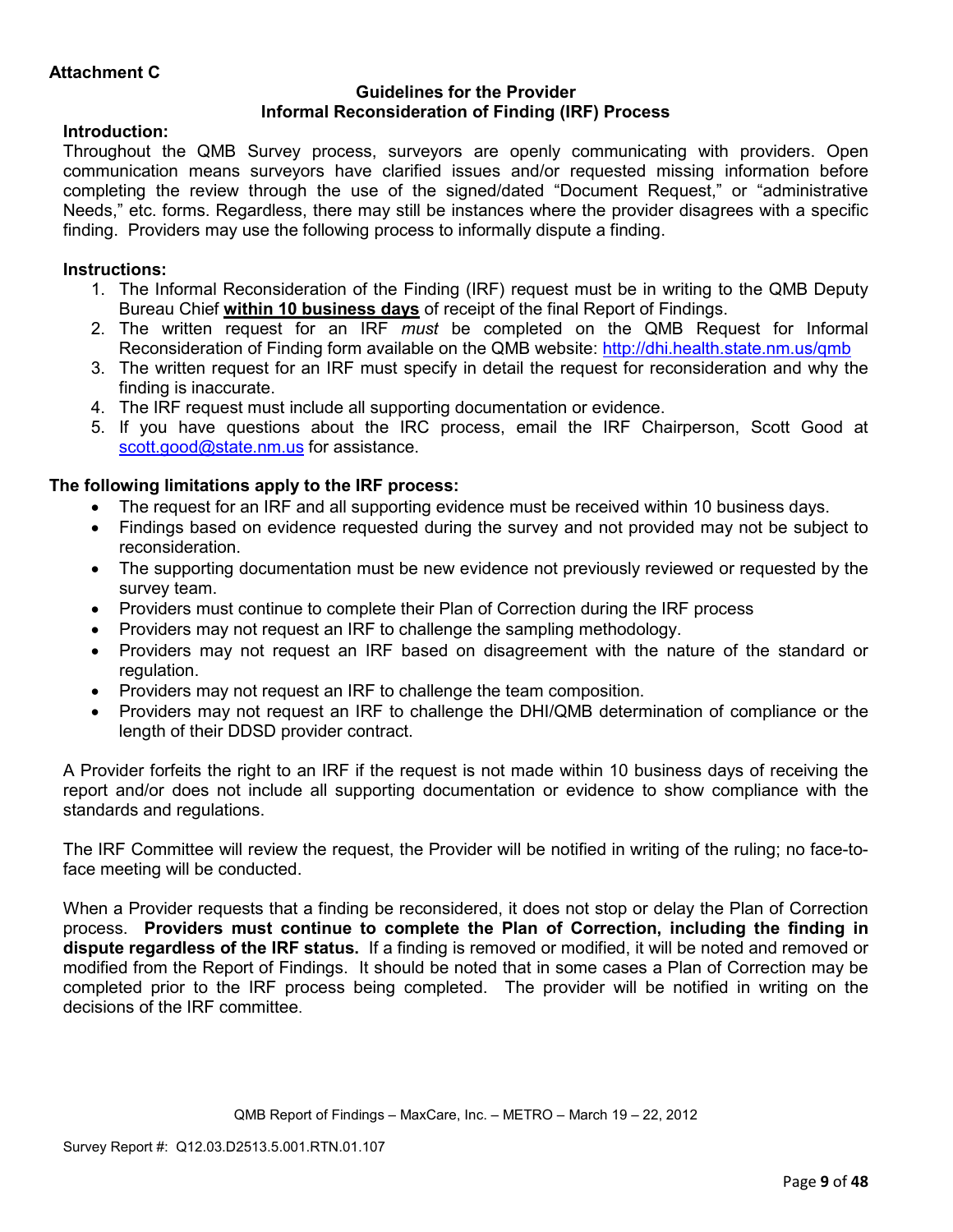**Attachment C**

**Guidelines for the Provider**
**Informal Reconsideration of Finding (IRF) Process**

**Introduction:**

Throughout the QMB Survey process, surveyors are openly communicating with providers. Open communication means surveyors have clarified issues and/or requested missing information before completing the review through the use of the signed/dated "Document Request," or "administrative Needs," etc. forms. Regardless, there may still be instances where the provider disagrees with a specific finding. Providers may use the following process to informally dispute a finding.

**Instructions:**

1. The Informal Reconsideration of the Finding (IRF) request must be in writing to the QMB Deputy Bureau Chief **within 10 business days** of receipt of the final Report of Findings.
2. The written request for an IRF *must* be completed on the QMB Request for Informal Reconsideration of Finding form available on the QMB website: http://dhi.health.state.nm.us/qmb
3. The written request for an IRF must specify in detail the request for reconsideration and why the finding is inaccurate.
4. The IRF request must include all supporting documentation or evidence.
5. If you have questions about the IRC process, email the IRF Chairperson, Scott Good at scott.good@state.nm.us for assistance.

**The following limitations apply to the IRF process:**

- The request for an IRF and all supporting evidence must be received within 10 business days.
- Findings based on evidence requested during the survey and not provided may not be subject to reconsideration.
- The supporting documentation must be new evidence not previously reviewed or requested by the survey team.
- Providers must continue to complete their Plan of Correction during the IRF process
- Providers may not request an IRF to challenge the sampling methodology.
- Providers may not request an IRF based on disagreement with the nature of the standard or regulation.
- Providers may not request an IRF to challenge the team composition.
- Providers may not request an IRF to challenge the DHI/QMB determination of compliance or the length of their DDSD provider contract.

A Provider forfeits the right to an IRF if the request is not made within 10 business days of receiving the report and/or does not include all supporting documentation or evidence to show compliance with the standards and regulations.

The IRF Committee will review the request, the Provider will be notified in writing of the ruling; no face-to-face meeting will be conducted.

When a Provider requests that a finding be reconsidered, it does not stop or delay the Plan of Correction process. **Providers must continue to complete the Plan of Correction, including the finding in dispute regardless of the IRF status.** If a finding is removed or modified, it will be noted and removed or modified from the Report of Findings. It should be noted that in some cases a Plan of Correction may be completed prior to the IRF process being completed. The provider will be notified in writing on the decisions of the IRF committee.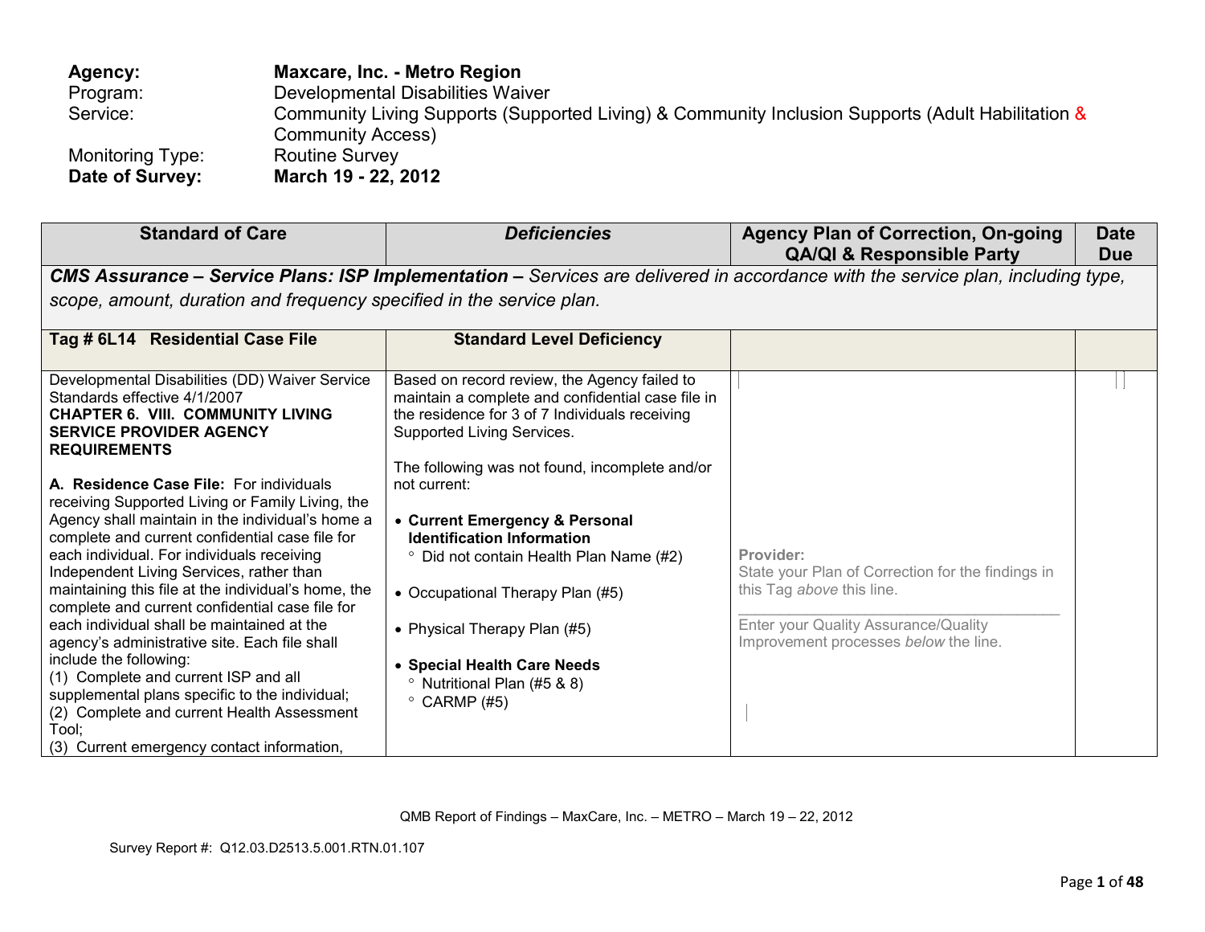| | | | |
|---|---|---|---|
| **Agency:** | **Maxcare, Inc. - Metro Region** | | |
| Program: | Developmental Disabilities Waiver | | |
| Service: | Community Living Supports (Supported Living) & Community Inclusion Supports (Adult Habilitation & Community Access) | | |
| Monitoring Type: | Routine Survey | | |
| **Date of Survey:** | **March 19 - 22, 2012** | | |

| Standard of Care | *Deficiencies* | Agency Plan of Correction, On-going QA/QI & Responsible Party | Date Due |
|---|---|---|---|
| ***CMS Assurance – Service Plans: ISP Implementation –*** *Services are delivered in accordance with the service plan, including type, scope, amount, duration and frequency specified in the service plan.* | | | |
| **Tag # 6L14 Residential Case File** | **Standard Level Deficiency** | | |
| Developmental Disabilities (DD) Waiver Service Standards effective 4/1/2007<br>**CHAPTER 6. VIII. COMMUNITY LIVING SERVICE PROVIDER AGENCY REQUIREMENTS**<br><br>**A. Residence Case File:** For individuals receiving Supported Living or Family Living, the Agency shall maintain in the individual's home a complete and current confidential case file for each individual. For individuals receiving Independent Living Services, rather than maintaining this file at the individual's home, the complete and current confidential case file for each individual shall be maintained at the agency's administrative site. Each file shall include the following:<br>(1) Complete and current ISP and all supplemental plans specific to the individual;<br>(2) Complete and current Health Assessment Tool;<br>(3) Current emergency contact information, | Based on record review, the Agency failed to maintain a complete and confidential case file in the residence for 3 of 7 Individuals receiving Supported Living Services.<br><br>The following was not found, incomplete and/or not current:<br><br>• **Current Emergency & Personal Identification Information**<br>　◦ Did not contain Health Plan Name (#2)<br><br>• Occupational Therapy Plan (#5)<br><br>• Physical Therapy Plan (#5)<br><br>• **Special Health Care Needs**<br>　◦ Nutritional Plan (#5 & 8)<br>　◦ CARMP (#5) | **Provider:**<br>State your Plan of Correction for the findings in this Tag *above* this line.<br>\_\_\_\_\_\_\_\_\_\_\_\_\_\_\_\_\_\_\_\_\_\_\_\_\_\_\_\_\_\_\_\_<br>Enter your Quality Assurance/Quality Improvement processes *below* the line. | |

QMB Report of Findings – MaxCare, Inc. – METRO – March 19 – 22, 2012

Survey Report #: Q12.03.D2513.5.001.RTN.01.107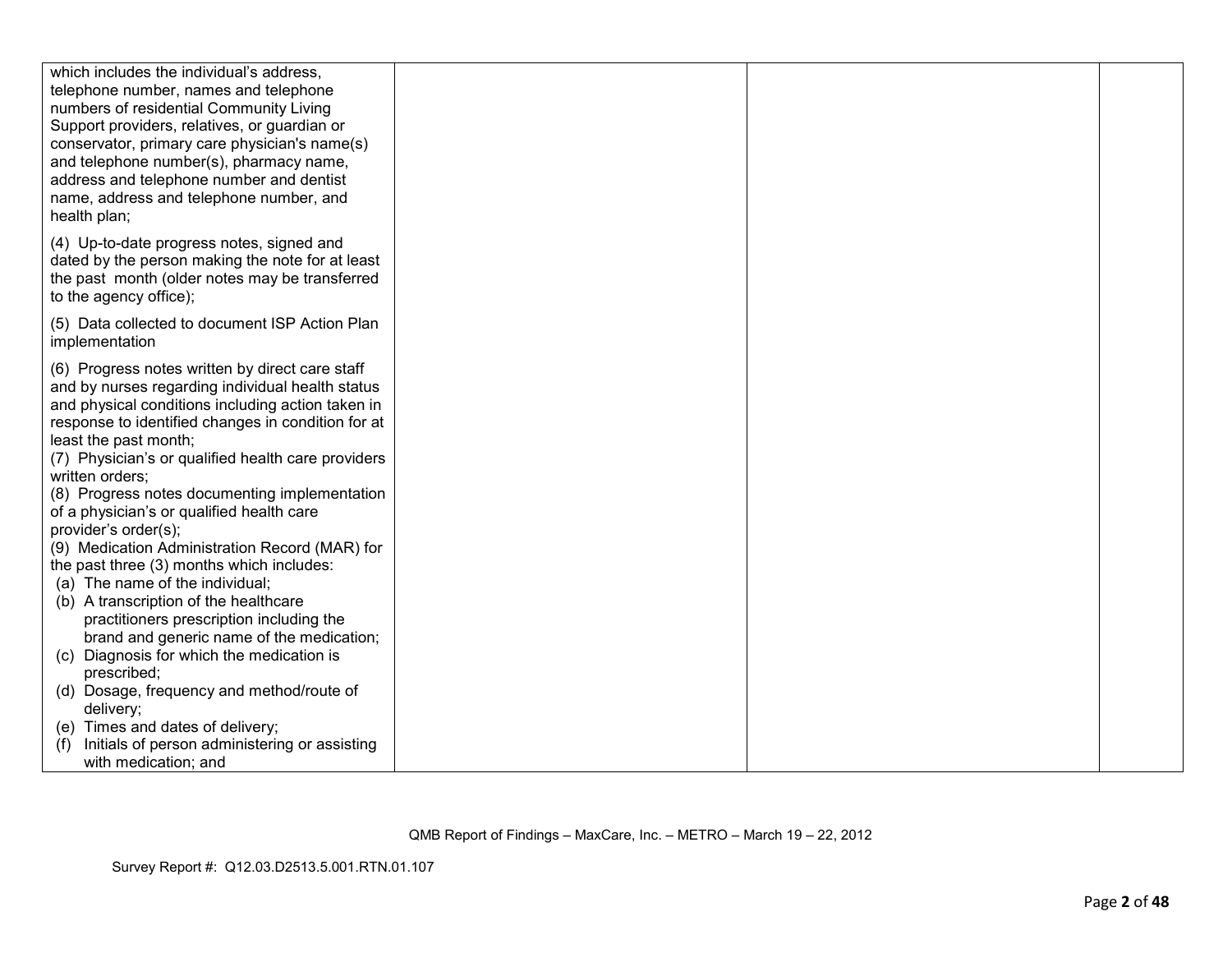| | | | |
|---|---|---|---|
| which includes the individual's address, telephone number, names and telephone numbers of residential Community Living Support providers, relatives, or guardian or conservator, primary care physician's name(s) and telephone number(s), pharmacy name, address and telephone number and dentist name, address and telephone number, and health plan;<br><br>(4) Up-to-date progress notes, signed and dated by the person making the note for at least the past month (older notes may be transferred to the agency office);<br><br>(5) Data collected to document ISP Action Plan implementation<br><br>(6) Progress notes written by direct care staff and by nurses regarding individual health status and physical conditions including action taken in response to identified changes in condition for at least the past month;<br>(7) Physician's or qualified health care providers written orders;<br>(8) Progress notes documenting implementation of a physician's or qualified health care provider's order(s);<br>(9) Medication Administration Record (MAR) for the past three (3) months which includes:<br>(a) The name of the individual;<br>(b) A transcription of the healthcare practitioners prescription including the brand and generic name of the medication;<br>(c) Diagnosis for which the medication is prescribed;<br>(d) Dosage, frequency and method/route of delivery;<br>(e) Times and dates of delivery;<br>(f) Initials of person administering or assisting with medication; and | | | |

QMB Report of Findings – MaxCare, Inc. – METRO – March 19 – 22, 2012

Survey Report #: Q12.03.D2513.5.001.RTN.01.107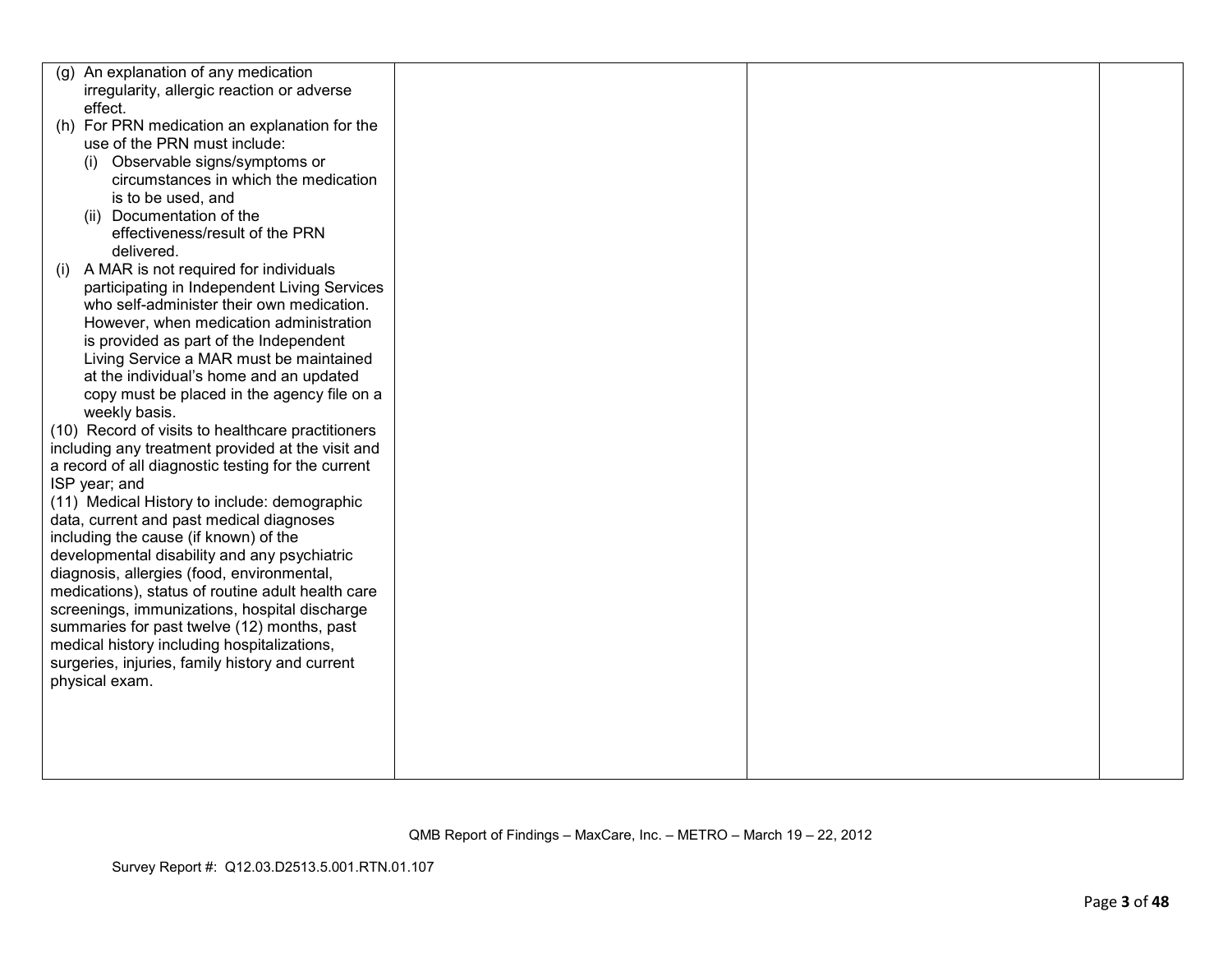| | | | |
|---|---|---|---|
| (g) An explanation of any medication irregularity, allergic reaction or adverse effect.<br>(h) For PRN medication an explanation for the use of the PRN must include:<br>(i) Observable signs/symptoms or circumstances in which the medication is to be used, and<br>(ii) Documentation of the effectiveness/result of the PRN delivered.<br>(i) A MAR is not required for individuals participating in Independent Living Services who self-administer their own medication. However, when medication administration is provided as part of the Independent Living Service a MAR must be maintained at the individual's home and an updated copy must be placed in the agency file on a weekly basis.<br>(10) Record of visits to healthcare practitioners including any treatment provided at the visit and a record of all diagnostic testing for the current ISP year; and<br>(11) Medical History to include: demographic data, current and past medical diagnoses including the cause (if known) of the developmental disability and any psychiatric diagnosis, allergies (food, environmental, medications), status of routine adult health care screenings, immunizations, hospital discharge summaries for past twelve (12) months, past medical history including hospitalizations, surgeries, injuries, family history and current physical exam. | | | |

QMB Report of Findings – MaxCare, Inc. – METRO – March 19 – 22, 2012

Survey Report #: Q12.03.D2513.5.001.RTN.01.107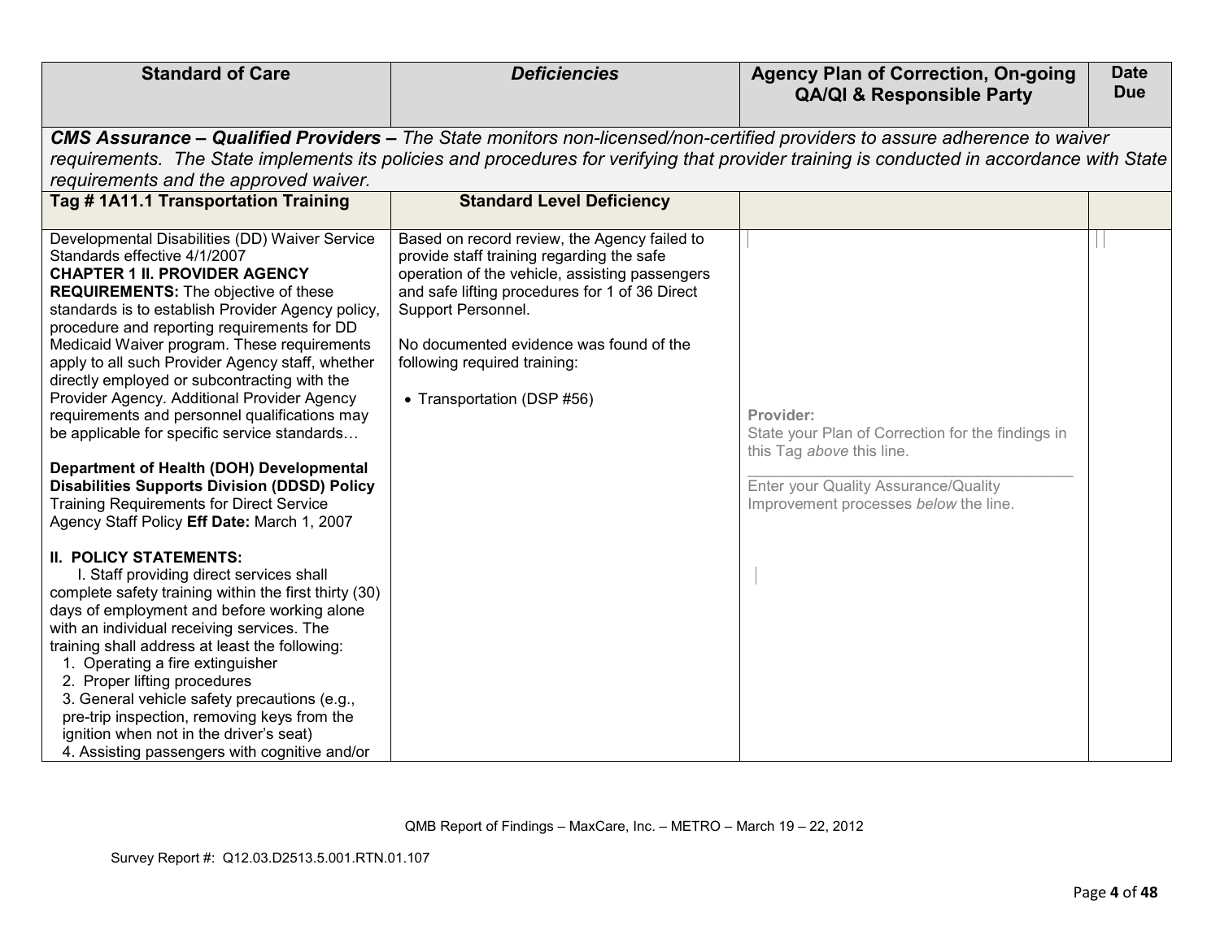| Standard of Care | *Deficiencies* | Agency Plan of Correction, On-going QA/QI & Responsible Party | Date Due |
|---|---|---|---|
| ***CMS Assurance – Qualified Providers –** The State monitors non-licensed/non-certified providers to assure adherence to waiver requirements. The State implements its policies and procedures for verifying that provider training is conducted in accordance with State requirements and the approved waiver.* | | | |
| **Tag # 1A11.1 Transportation Training** | **Standard Level Deficiency** | | |
| Developmental Disabilities (DD) Waiver Service Standards effective 4/1/2007<br>**CHAPTER 1 II. PROVIDER AGENCY REQUIREMENTS:** The objective of these standards is to establish Provider Agency policy, procedure and reporting requirements for DD Medicaid Waiver program. These requirements apply to all such Provider Agency staff, whether directly employed or subcontracting with the Provider Agency. Additional Provider Agency requirements and personnel qualifications may be applicable for specific service standards…<br><br>**Department of Health (DOH) Developmental Disabilities Supports Division (DDSD) Policy** Training Requirements for Direct Service Agency Staff Policy **Eff Date:** March 1, 2007<br><br>**II. POLICY STATEMENTS:**<br>I. Staff providing direct services shall complete safety training within the first thirty (30) days of employment and before working alone with an individual receiving services. The training shall address at least the following:<br>1. Operating a fire extinguisher<br>2. Proper lifting procedures<br>3. General vehicle safety precautions (e.g., pre-trip inspection, removing keys from the ignition when not in the driver's seat)<br>4. Assisting passengers with cognitive and/or | Based on record review, the Agency failed to provide staff training regarding the safe operation of the vehicle, assisting passengers and safe lifting procedures for 1 of 36 Direct Support Personnel.<br><br>No documented evidence was found of the following required training:<br><br>• Transportation (DSP #56) | **Provider:**<br>State your Plan of Correction for the findings in this Tag *above* this line.<br>\_\_\_\_\_\_\_\_\_\_\_\_\_\_\_\_\_\_\_\_\_\_\_\_\_\_\_\_\_\_\_\_\_\_\_\_<br>Enter your Quality Assurance/Quality Improvement processes *below* the line. | |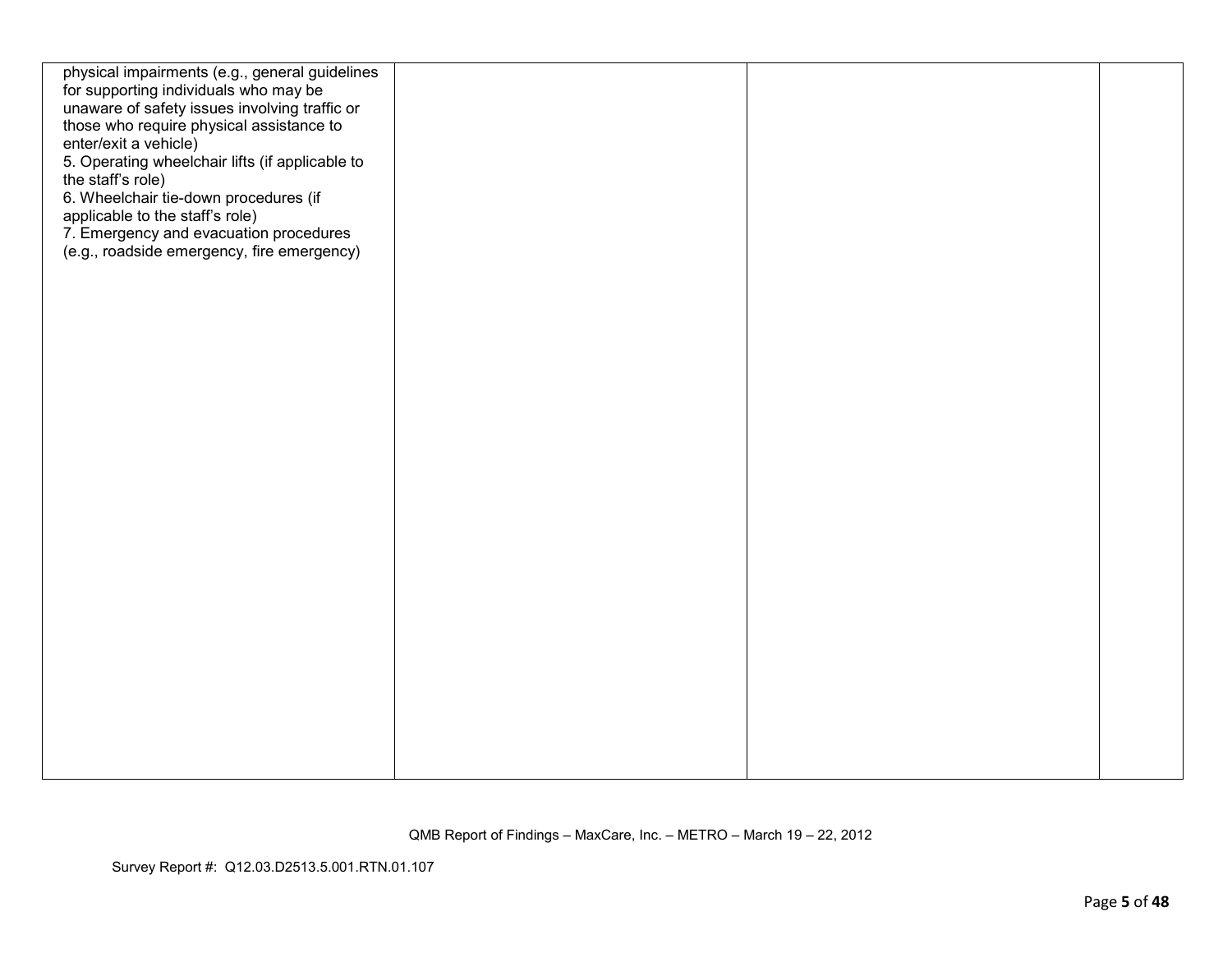| | | | |
|---|---|---|---|
| physical impairments (e.g., general guidelines for supporting individuals who may be unaware of safety issues involving traffic or those who require physical assistance to enter/exit a vehicle)<br>5. Operating wheelchair lifts (if applicable to the staff's role)<br>6. Wheelchair tie-down procedures (if applicable to the staff's role)<br>7. Emergency and evacuation procedures (e.g., roadside emergency, fire emergency) | | | |

QMB Report of Findings – MaxCare, Inc. – METRO – March 19 – 22, 2012

Survey Report #: Q12.03.D2513.5.001.RTN.01.107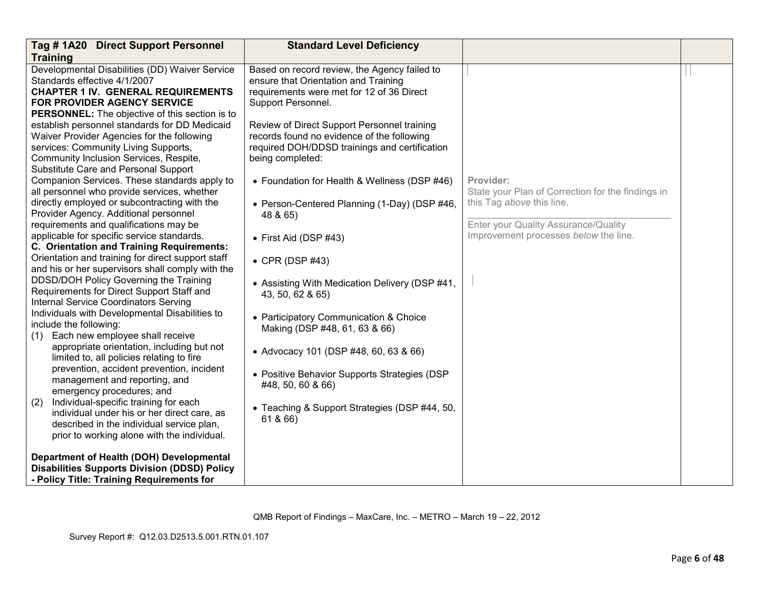| Tag # 1A20 Direct Support Personnel Training | Standard Level Deficiency | | |
|---|---|---|---|
| Developmental Disabilities (DD) Waiver Service Standards effective 4/1/2007<br>**CHAPTER 1 IV. GENERAL REQUIREMENTS FOR PROVIDER AGENCY SERVICE PERSONNEL:** The objective of this section is to establish personnel standards for DD Medicaid Waiver Provider Agencies for the following services: Community Living Supports, Community Inclusion Services, Respite, Substitute Care and Personal Support Companion Services. These standards apply to all personnel who provide services, whether directly employed or subcontracting with the Provider Agency. Additional personnel requirements and qualifications may be applicable for specific service standards.<br>**C. Orientation and Training Requirements:** Orientation and training for direct support staff and his or her supervisors shall comply with the DDSD/DOH Policy Governing the Training Requirements for Direct Support Staff and Internal Service Coordinators Serving Individuals with Developmental Disabilities to include the following:<br>(1) Each new employee shall receive appropriate orientation, including but not limited to, all policies relating to fire prevention, accident prevention, incident management and reporting, and emergency procedures; and<br>(2) Individual-specific training for each individual under his or her direct care, as described in the individual service plan, prior to working alone with the individual.<br><br>**Department of Health (DOH) Developmental Disabilities Supports Division (DDSD) Policy - Policy Title: Training Requirements for** | Based on record review, the Agency failed to ensure that Orientation and Training requirements were met for 12 of 36 Direct Support Personnel.<br><br>Review of Direct Support Personnel training records found no evidence of the following required DOH/DDSD trainings and certification being completed:<br><br>• Foundation for Health & Wellness (DSP #46)<br><br>• Person-Centered Planning (1-Day) (DSP #46, 48 & 65)<br><br>• First Aid (DSP #43)<br><br>• CPR (DSP #43)<br><br>• Assisting With Medication Delivery (DSP #41, 43, 50, 62 & 65)<br><br>• Participatory Communication & Choice Making (DSP #48, 61, 63 & 66)<br><br>• Advocacy 101 (DSP #48, 60, 63 & 66)<br><br>• Positive Behavior Supports Strategies (DSP #48, 50, 60 & 66)<br><br>• Teaching & Support Strategies (DSP #44, 50, 61 & 66) | **Provider:**<br>State your Plan of Correction for the findings in this Tag *above* this line.<br>\_\_\_\_\_\_\_\_\_\_\_\_\_\_\_\_\_\_\_\_\_\_\_\_\_\_\_\_\_\_<br>Enter your Quality Assurance/Quality Improvement processes *below* the line. | |

QMB Report of Findings – MaxCare, Inc. – METRO – March 19 – 22, 2012

Survey Report #: Q12.03.D2513.5.001.RTN.01.107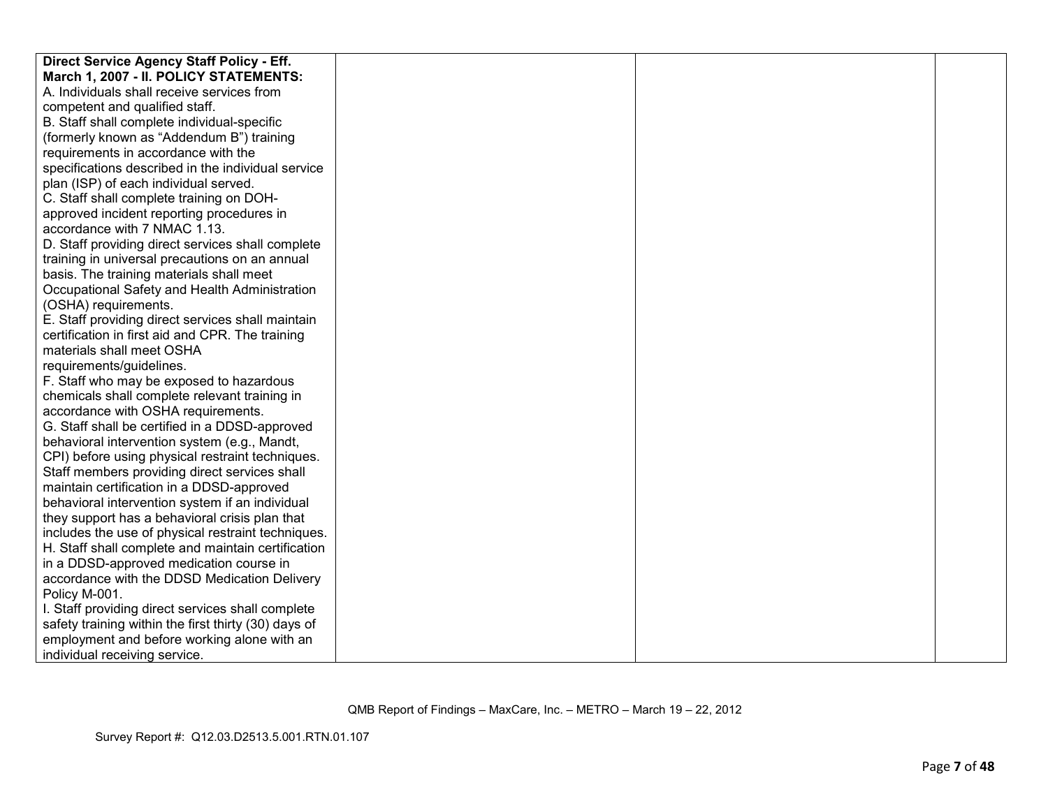| | | | |
|---|---|---|---|
| **Direct Service Agency Staff Policy - Eff. March 1, 2007 - II. POLICY STATEMENTS:**<br>A. Individuals shall receive services from competent and qualified staff.<br>B. Staff shall complete individual-specific (formerly known as "Addendum B") training requirements in accordance with the specifications described in the individual service plan (ISP) of each individual served.<br>C. Staff shall complete training on DOH-approved incident reporting procedures in accordance with 7 NMAC 1.13.<br>D. Staff providing direct services shall complete training in universal precautions on an annual basis. The training materials shall meet Occupational Safety and Health Administration (OSHA) requirements.<br>E. Staff providing direct services shall maintain certification in first aid and CPR. The training materials shall meet OSHA requirements/guidelines.<br>F. Staff who may be exposed to hazardous chemicals shall complete relevant training in accordance with OSHA requirements.<br>G. Staff shall be certified in a DDSD-approved behavioral intervention system (e.g., Mandt, CPI) before using physical restraint techniques. Staff members providing direct services shall maintain certification in a DDSD-approved behavioral intervention system if an individual they support has a behavioral crisis plan that includes the use of physical restraint techniques.<br>H. Staff shall complete and maintain certification in a DDSD-approved medication course in accordance with the DDSD Medication Delivery Policy M-001.<br>I. Staff providing direct services shall complete safety training within the first thirty (30) days of employment and before working alone with an individual receiving service. | | | |

QMB Report of Findings – MaxCare, Inc. – METRO – March 19 – 22, 2012

Survey Report #: Q12.03.D2513.5.001.RTN.01.107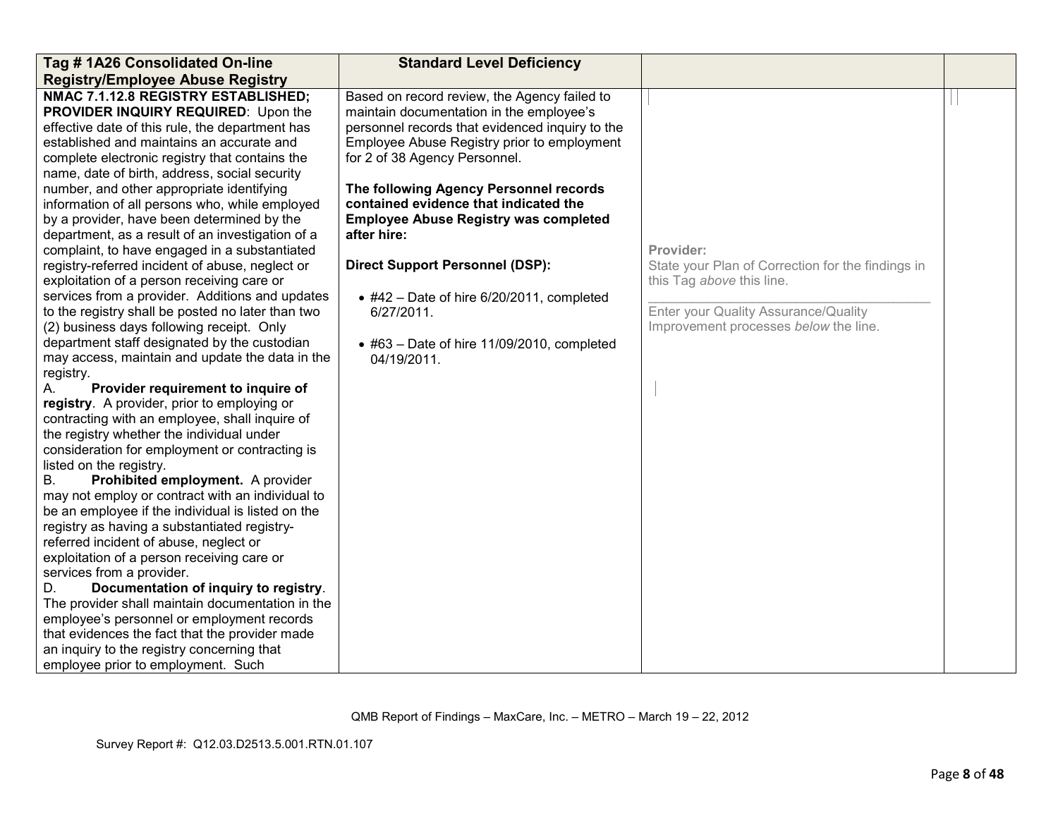| Tag # 1A26 Consolidated On-line Registry/Employee Abuse Registry | Standard Level Deficiency | | |
|---|---|---|---|
| **NMAC 7.1.12.8 REGISTRY ESTABLISHED; PROVIDER INQUIRY REQUIRED**: Upon the effective date of this rule, the department has established and maintains an accurate and complete electronic registry that contains the name, date of birth, address, social security number, and other appropriate identifying information of all persons who, while employed by a provider, have been determined by the department, as a result of an investigation of a complaint, to have engaged in a substantiated registry-referred incident of abuse, neglect or exploitation of a person receiving care or services from a provider. Additions and updates to the registry shall be posted no later than two (2) business days following receipt. Only department staff designated by the custodian may access, maintain and update the data in the registry.<br>A. **Provider requirement to inquire of registry**. A provider, prior to employing or contracting with an employee, shall inquire of the registry whether the individual under consideration for employment or contracting is listed on the registry.<br>B. **Prohibited employment.** A provider may not employ or contract with an individual to be an employee if the individual is listed on the registry as having a substantiated registry-referred incident of abuse, neglect or exploitation of a person receiving care or services from a provider.<br>D. **Documentation of inquiry to registry**. The provider shall maintain documentation in the employee's personnel or employment records that evidences the fact that the provider made an inquiry to the registry concerning that employee prior to employment. Such | Based on record review, the Agency failed to maintain documentation in the employee's personnel records that evidenced inquiry to the Employee Abuse Registry prior to employment for 2 of 38 Agency Personnel.<br><br>**The following Agency Personnel records contained evidence that indicated the Employee Abuse Registry was completed after hire:**<br><br>**Direct Support Personnel (DSP):**<br><br>• #42 – Date of hire 6/20/2011, completed 6/27/2011.<br><br>• #63 – Date of hire 11/09/2010, completed 04/19/2011. | **Provider:**<br>State your Plan of Correction for the findings in this Tag *above* this line.<br>\_\_\_\_\_\_\_\_\_\_\_\_\_\_\_\_\_\_\_\_\_\_\_\_\_\_\_\_\_\_\_\_\_\_<br>Enter your Quality Assurance/Quality Improvement processes *below* the line. | |

QMB Report of Findings – MaxCare, Inc. – METRO – March 19 – 22, 2012

Survey Report #: Q12.03.D2513.5.001.RTN.01.107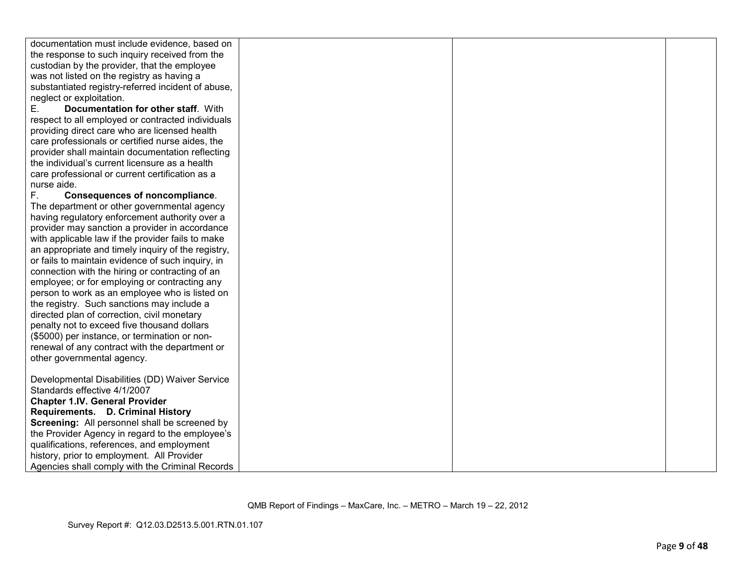| | | | |
|---|---|---|---|
| documentation must include evidence, based on the response to such inquiry received from the custodian by the provider, that the employee was not listed on the registry as having a substantiated registry-referred incident of abuse, neglect or exploitation.<br>E. **Documentation for other staff**. With respect to all employed or contracted individuals providing direct care who are licensed health care professionals or certified nurse aides, the provider shall maintain documentation reflecting the individual's current licensure as a health care professional or current certification as a nurse aide.<br>F. **Consequences of noncompliance**. The department or other governmental agency having regulatory enforcement authority over a provider may sanction a provider in accordance with applicable law if the provider fails to make an appropriate and timely inquiry of the registry, or fails to maintain evidence of such inquiry, in connection with the hiring or contracting of an employee; or for employing or contracting any person to work as an employee who is listed on the registry. Such sanctions may include a directed plan of correction, civil monetary penalty not to exceed five thousand dollars ($5000) per instance, or termination or non-renewal of any contract with the department or other governmental agency.<br><br>Developmental Disabilities (DD) Waiver Service Standards effective 4/1/2007<br>**Chapter 1.IV. General Provider Requirements. D. Criminal History Screening:** All personnel shall be screened by the Provider Agency in regard to the employee's qualifications, references, and employment history, prior to employment. All Provider Agencies shall comply with the Criminal Records | | | |

QMB Report of Findings – MaxCare, Inc. – METRO – March 19 – 22, 2012

Survey Report #: Q12.03.D2513.5.001.RTN.01.107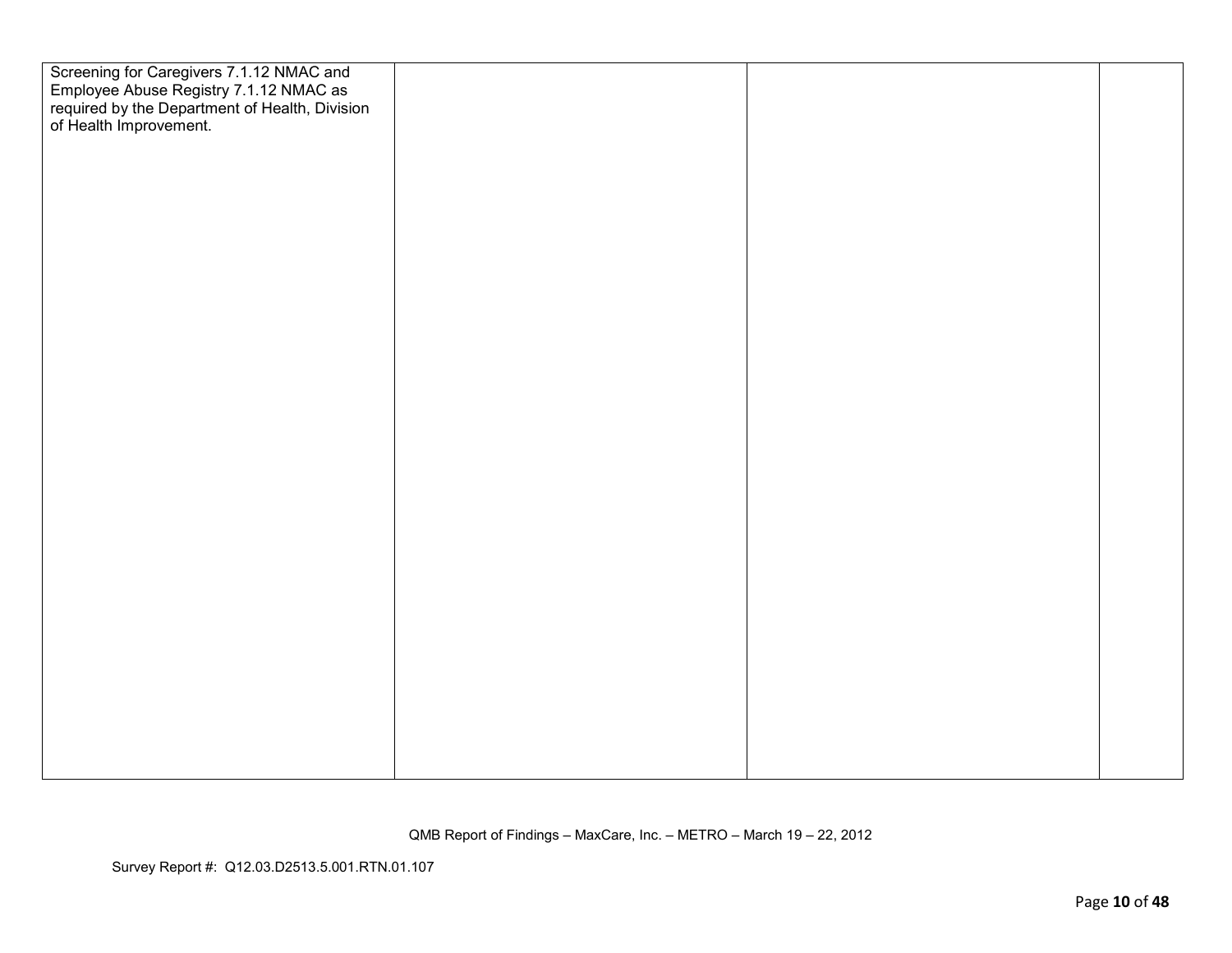| | | | |
|---|---|---|---|
| Screening for Caregivers 7.1.12 NMAC and Employee Abuse Registry 7.1.12 NMAC as required by the Department of Health, Division of Health Improvement. | | | |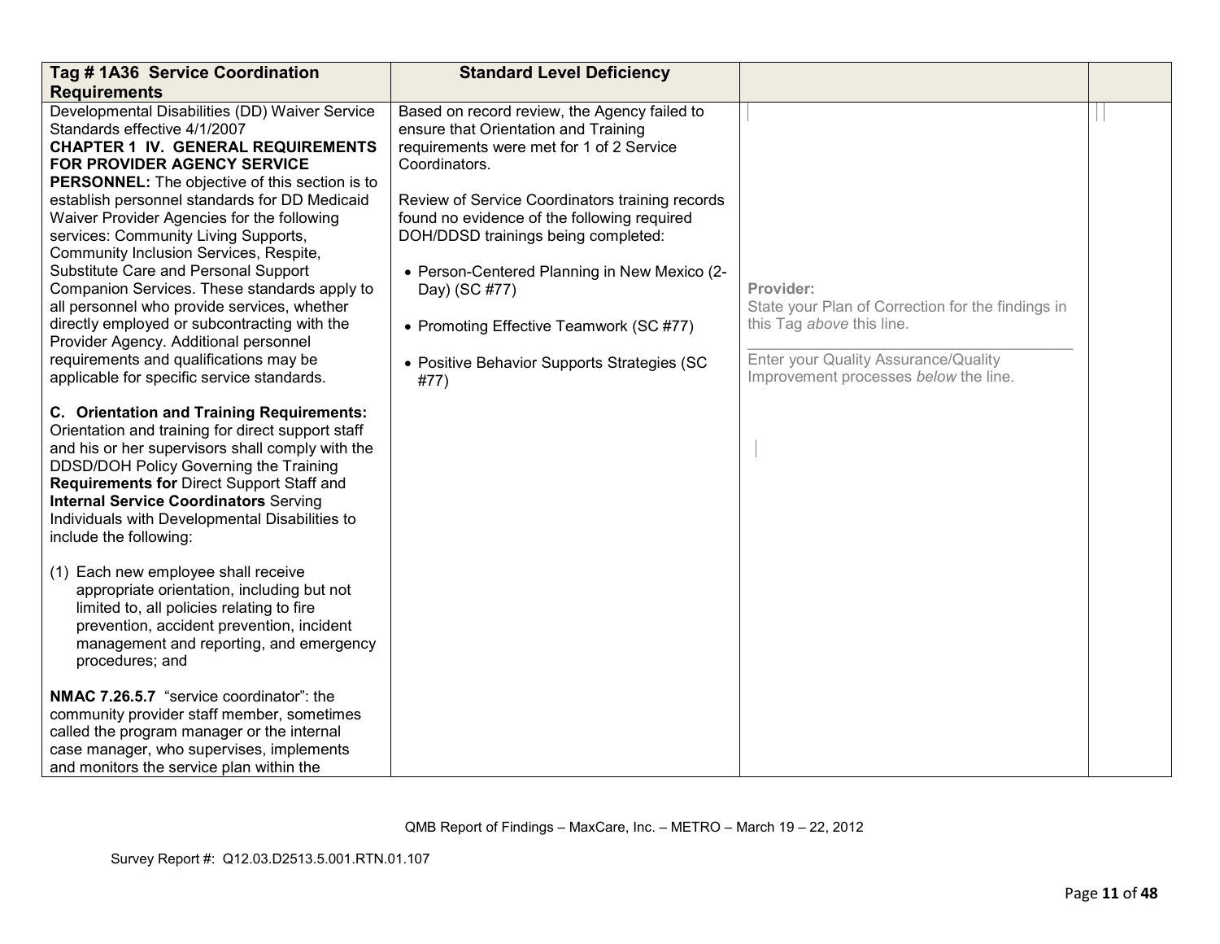| Tag # 1A36 Service Coordination Requirements | Standard Level Deficiency | | |
|---|---|---|---|
| Developmental Disabilities (DD) Waiver Service Standards effective 4/1/2007<br>**CHAPTER 1 IV. GENERAL REQUIREMENTS FOR PROVIDER AGENCY SERVICE PERSONNEL:** The objective of this section is to establish personnel standards for DD Medicaid Waiver Provider Agencies for the following services: Community Living Supports, Community Inclusion Services, Respite, Substitute Care and Personal Support Companion Services. These standards apply to all personnel who provide services, whether directly employed or subcontracting with the Provider Agency. Additional personnel requirements and qualifications may be applicable for specific service standards.<br><br>**C. Orientation and Training Requirements:** Orientation and training for direct support staff and his or her supervisors shall comply with the DDSD/DOH Policy Governing the Training **Requirements for** Direct Support Staff and **Internal Service Coordinators** Serving Individuals with Developmental Disabilities to include the following:<br><br>(1) Each new employee shall receive appropriate orientation, including but not limited to, all policies relating to fire prevention, accident prevention, incident management and reporting, and emergency procedures; and<br><br>**NMAC 7.26.5.7** "service coordinator": the community provider staff member, sometimes called the program manager or the internal case manager, who supervises, implements and monitors the service plan within the | Based on record review, the Agency failed to ensure that Orientation and Training requirements were met for 1 of 2 Service Coordinators.<br><br>Review of Service Coordinators training records found no evidence of the following required DOH/DDSD trainings being completed:<br><br>• Person-Centered Planning in New Mexico (2-Day) (SC #77)<br><br>• Promoting Effective Teamwork (SC #77)<br><br>• Positive Behavior Supports Strategies (SC #77) | **Provider:**<br>State your Plan of Correction for the findings in this Tag *above* this line.<br>\_\_\_\_\_\_\_\_\_\_\_\_\_\_\_\_\_\_\_\_\_\_\_\_\_\_\_\_\_\_\_\_\_\_\_\_\_\_\_<br>Enter your Quality Assurance/Quality Improvement processes *below* the line. | |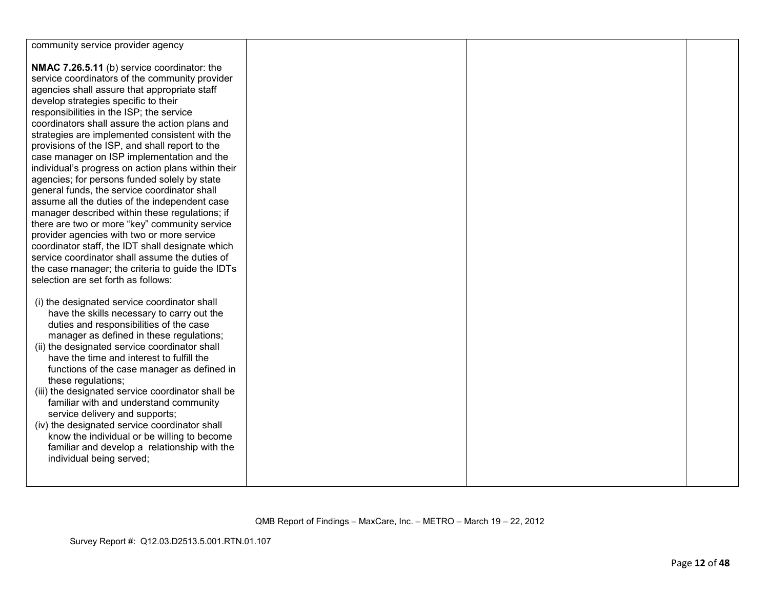| | | | |
|---|---|---|---|
| community service provider agency<br><br>**NMAC 7.26.5.11** (b) service coordinator: the service coordinators of the community provider agencies shall assure that appropriate staff develop strategies specific to their responsibilities in the ISP; the service coordinators shall assure the action plans and strategies are implemented consistent with the provisions of the ISP, and shall report to the case manager on ISP implementation and the individual's progress on action plans within their agencies; for persons funded solely by state general funds, the service coordinator shall assume all the duties of the independent case manager described within these regulations; if there are two or more "key" community service provider agencies with two or more service coordinator staff, the IDT shall designate which service coordinator shall assume the duties of the case manager; the criteria to guide the IDTs selection are set forth as follows:<br><br>(i) the designated service coordinator shall have the skills necessary to carry out the duties and responsibilities of the case manager as defined in these regulations;<br>(ii) the designated service coordinator shall have the time and interest to fulfill the functions of the case manager as defined in these regulations;<br>(iii) the designated service coordinator shall be familiar with and understand community service delivery and supports;<br>(iv) the designated service coordinator shall know the individual or be willing to become familiar and develop a relationship with the individual being served; | | | |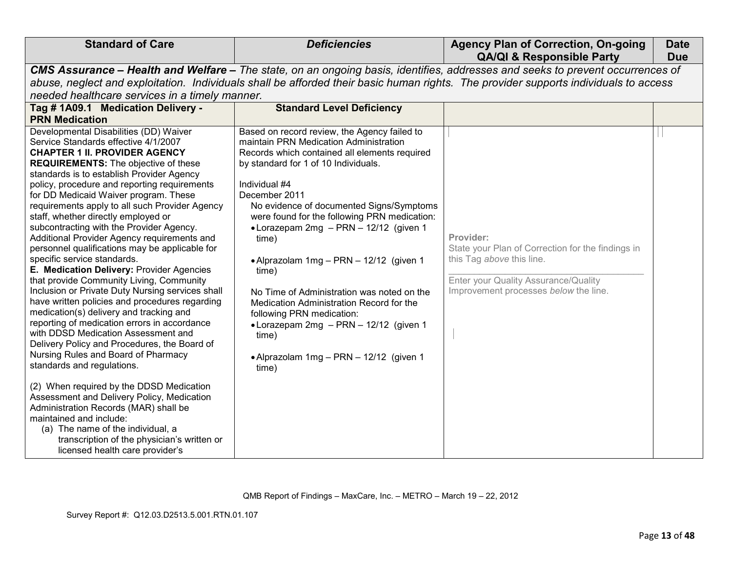| Standard of Care | *Deficiencies* | Agency Plan of Correction, On-going QA/QI & Responsible Party | Date Due |
|---|---|---|---|
| ***CMS Assurance – Health and Welfare –** The state, on an ongoing basis, identifies, addresses and seeks to prevent occurrences of abuse, neglect and exploitation. Individuals shall be afforded their basic human rights. The provider supports individuals to access needed healthcare services in a timely manner.* | | | |
| **Tag # 1A09.1 Medication Delivery - PRN Medication** | **Standard Level Deficiency** | | |
| Developmental Disabilities (DD) Waiver Service Standards effective 4/1/2007<br>**CHAPTER 1 II. PROVIDER AGENCY REQUIREMENTS:** The objective of these standards is to establish Provider Agency policy, procedure and reporting requirements for DD Medicaid Waiver program. These requirements apply to all such Provider Agency staff, whether directly employed or subcontracting with the Provider Agency. Additional Provider Agency requirements and personnel qualifications may be applicable for specific service standards.<br>**E. Medication Delivery:** Provider Agencies that provide Community Living, Community Inclusion or Private Duty Nursing services shall have written policies and procedures regarding medication(s) delivery and tracking and reporting of medication errors in accordance with DDSD Medication Assessment and Delivery Policy and Procedures, the Board of Nursing Rules and Board of Pharmacy standards and regulations.<br><br>(2) When required by the DDSD Medication Assessment and Delivery Policy, Medication Administration Records (MAR) shall be maintained and include:<br>(a) The name of the individual, a transcription of the physician's written or licensed health care provider's | Based on record review, the Agency failed to maintain PRN Medication Administration Records which contained all elements required by standard for 1 of 10 Individuals.<br><br>Individual #4<br>December 2011<br>No evidence of documented Signs/Symptoms were found for the following PRN medication:<br>• Lorazepam 2mg – PRN – 12/12 (given 1 time)<br><br>• Alprazolam 1mg – PRN – 12/12 (given 1 time)<br><br>No Time of Administration was noted on the Medication Administration Record for the following PRN medication:<br>• Lorazepam 2mg – PRN – 12/12 (given 1 time)<br><br>• Alprazolam 1mg – PRN – 12/12 (given 1 time) | **Provider:**<br>State your Plan of Correction for the findings in this Tag *above* this line.<br>\_\_\_\_\_\_\_\_\_\_\_\_\_\_\_\_\_\_\_\_\_\_\_\_\_\_\_\_\_\_\_\_<br>Enter your Quality Assurance/Quality Improvement processes *below* the line. | |

QMB Report of Findings – MaxCare, Inc. – METRO – March 19 – 22, 2012

Survey Report #: Q12.03.D2513.5.001.RTN.01.107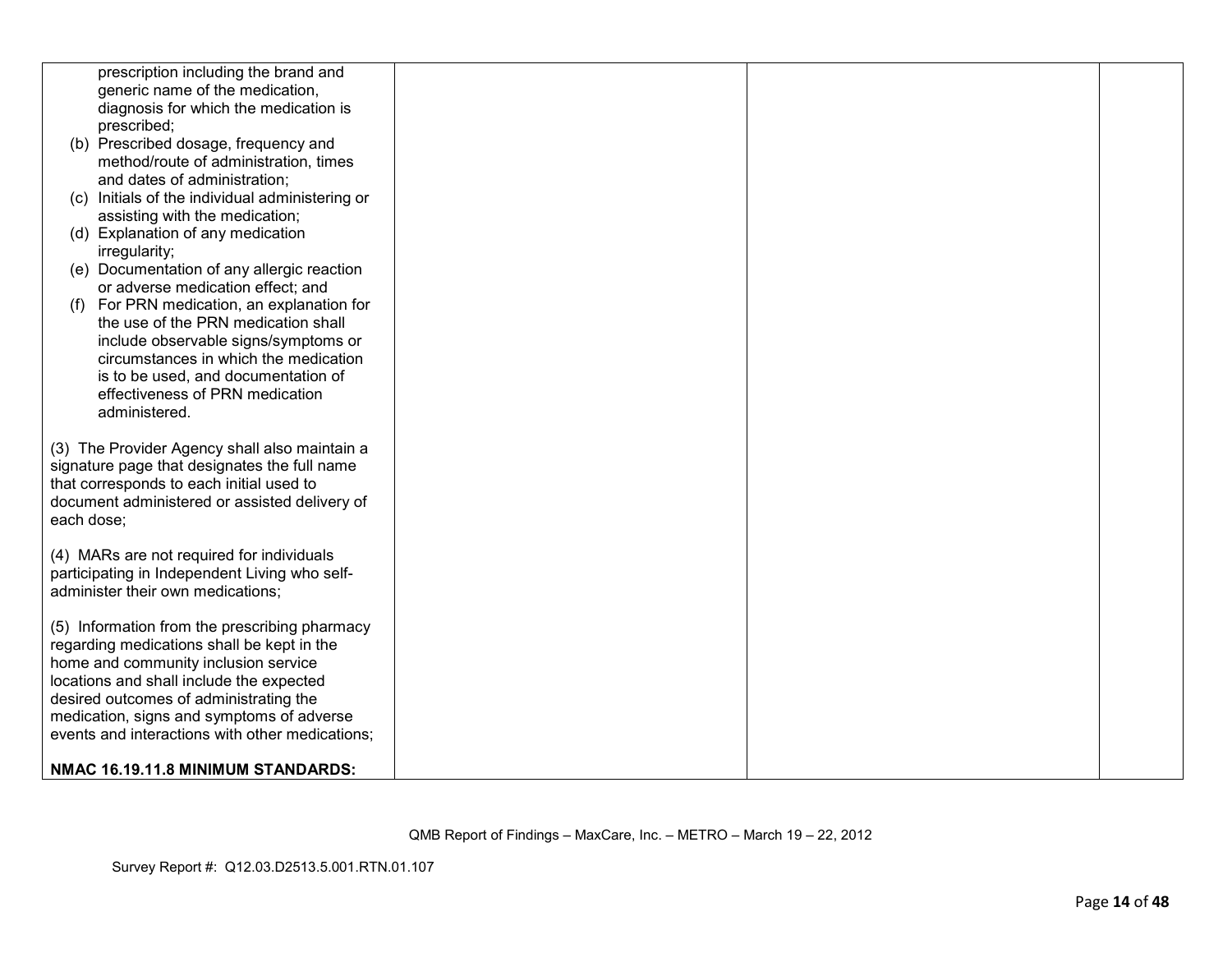| | | | |
|---|---|---|---|
| prescription including the brand and generic name of the medication, diagnosis for which the medication is prescribed;<br>(b) Prescribed dosage, frequency and method/route of administration, times and dates of administration;<br>(c) Initials of the individual administering or assisting with the medication;<br>(d) Explanation of any medication irregularity;<br>(e) Documentation of any allergic reaction or adverse medication effect; and<br>(f) For PRN medication, an explanation for the use of the PRN medication shall include observable signs/symptoms or circumstances in which the medication is to be used, and documentation of effectiveness of PRN medication administered.<br><br>(3) The Provider Agency shall also maintain a signature page that designates the full name that corresponds to each initial used to document administered or assisted delivery of each dose;<br><br>(4) MARs are not required for individuals participating in Independent Living who self-administer their own medications;<br><br>(5) Information from the prescribing pharmacy regarding medications shall be kept in the home and community inclusion service locations and shall include the expected desired outcomes of administrating the medication, signs and symptoms of adverse events and interactions with other medications;<br><br>**NMAC 16.19.11.8 MINIMUM STANDARDS:** | | | |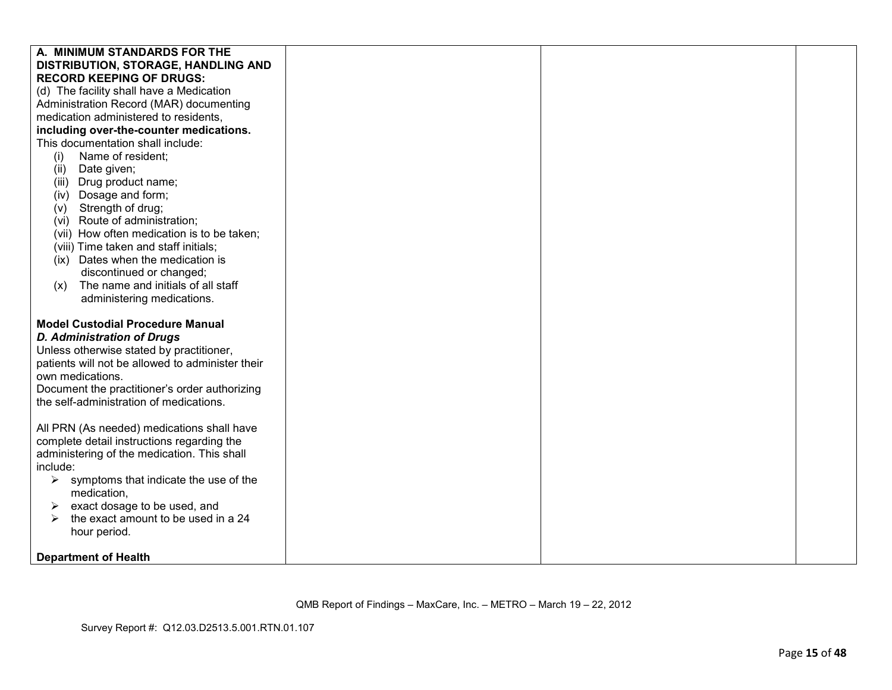| | | | |
|---|---|---|---|
| **A. MINIMUM STANDARDS FOR THE DISTRIBUTION, STORAGE, HANDLING AND RECORD KEEPING OF DRUGS:**<br>(d) The facility shall have a Medication Administration Record (MAR) documenting medication administered to residents, **including over-the-counter medications.** This documentation shall include:<br>(i) Name of resident;<br>(ii) Date given;<br>(iii) Drug product name;<br>(iv) Dosage and form;<br>(v) Strength of drug;<br>(vi) Route of administration;<br>(vii) How often medication is to be taken;<br>(viii) Time taken and staff initials;<br>(ix) Dates when the medication is discontinued or changed;<br>(x) The name and initials of all staff administering medications.<br><br>**Model Custodial Procedure Manual**<br>***D. Administration of Drugs***<br>Unless otherwise stated by practitioner, patients will not be allowed to administer their own medications.<br>Document the practitioner's order authorizing the self-administration of medications.<br><br>All PRN (As needed) medications shall have complete detail instructions regarding the administering of the medication. This shall include:<br>➢ symptoms that indicate the use of the medication,<br>➢ exact dosage to be used, and<br>➢ the exact amount to be used in a 24 hour period.<br><br>**Department of Health** | | | |

QMB Report of Findings – MaxCare, Inc. – METRO – March 19 – 22, 2012

Survey Report #: Q12.03.D2513.5.001.RTN.01.107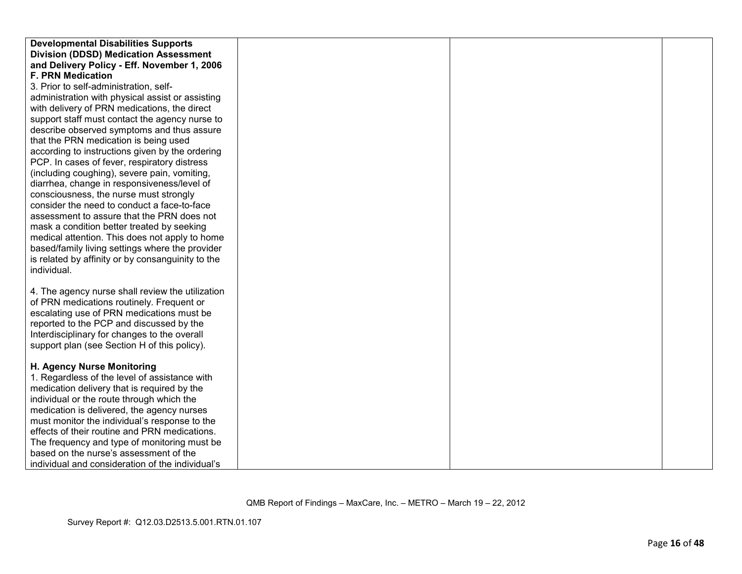| | | | |
|---|---|---|---|
| **Developmental Disabilities Supports Division (DDSD) Medication Assessment and Delivery Policy - Eff. November 1, 2006**<br>**F. PRN Medication**<br>3. Prior to self-administration, self-administration with physical assist or assisting with delivery of PRN medications, the direct support staff must contact the agency nurse to describe observed symptoms and thus assure that the PRN medication is being used according to instructions given by the ordering PCP. In cases of fever, respiratory distress (including coughing), severe pain, vomiting, diarrhea, change in responsiveness/level of consciousness, the nurse must strongly consider the need to conduct a face-to-face assessment to assure that the PRN does not mask a condition better treated by seeking medical attention. This does not apply to home based/family living settings where the provider is related by affinity or by consanguinity to the individual.<br><br>4. The agency nurse shall review the utilization of PRN medications routinely. Frequent or escalating use of PRN medications must be reported to the PCP and discussed by the Interdisciplinary for changes to the overall support plan (see Section H of this policy).<br><br>**H. Agency Nurse Monitoring**<br>1. Regardless of the level of assistance with medication delivery that is required by the individual or the route through which the medication is delivered, the agency nurses must monitor the individual's response to the effects of their routine and PRN medications. The frequency and type of monitoring must be based on the nurse's assessment of the individual and consideration of the individual's | | | |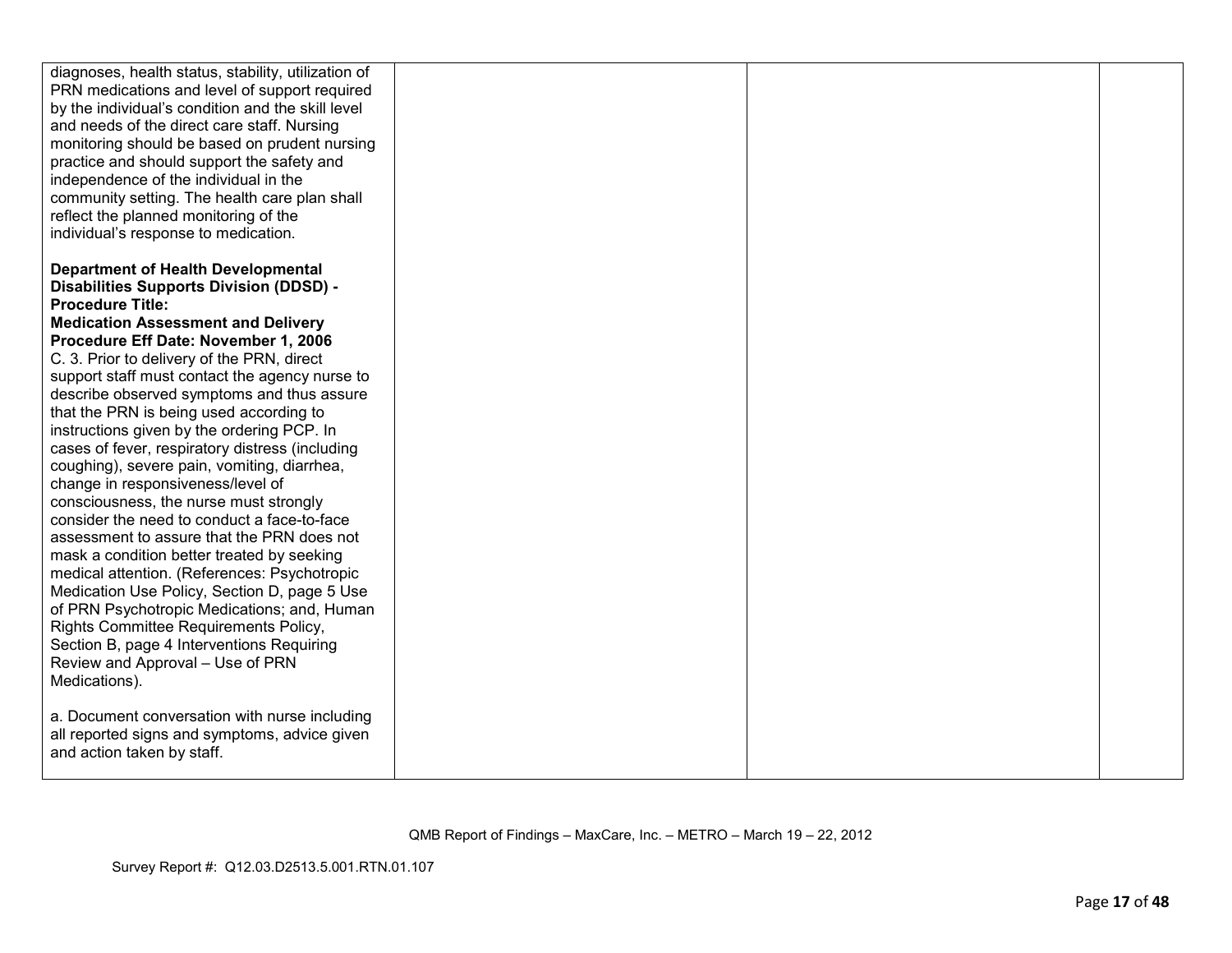| | | | |
|---|---|---|---|
| diagnoses, health status, stability, utilization of PRN medications and level of support required by the individual's condition and the skill level and needs of the direct care staff. Nursing monitoring should be based on prudent nursing practice and should support the safety and independence of the individual in the community setting. The health care plan shall reflect the planned monitoring of the individual's response to medication.<br><br>**Department of Health Developmental Disabilities Supports Division (DDSD) - Procedure Title:**<br>**Medication Assessment and Delivery Procedure Eff Date: November 1, 2006**<br>C. 3. Prior to delivery of the PRN, direct support staff must contact the agency nurse to describe observed symptoms and thus assure that the PRN is being used according to instructions given by the ordering PCP. In cases of fever, respiratory distress (including coughing), severe pain, vomiting, diarrhea, change in responsiveness/level of consciousness, the nurse must strongly consider the need to conduct a face-to-face assessment to assure that the PRN does not mask a condition better treated by seeking medical attention. (References: Psychotropic Medication Use Policy, Section D, page 5 Use of PRN Psychotropic Medications; and, Human Rights Committee Requirements Policy, Section B, page 4 Interventions Requiring Review and Approval – Use of PRN Medications).<br><br>a. Document conversation with nurse including all reported signs and symptoms, advice given and action taken by staff. | | | |

QMB Report of Findings – MaxCare, Inc. – METRO – March 19 – 22, 2012

Survey Report #: Q12.03.D2513.5.001.RTN.01.107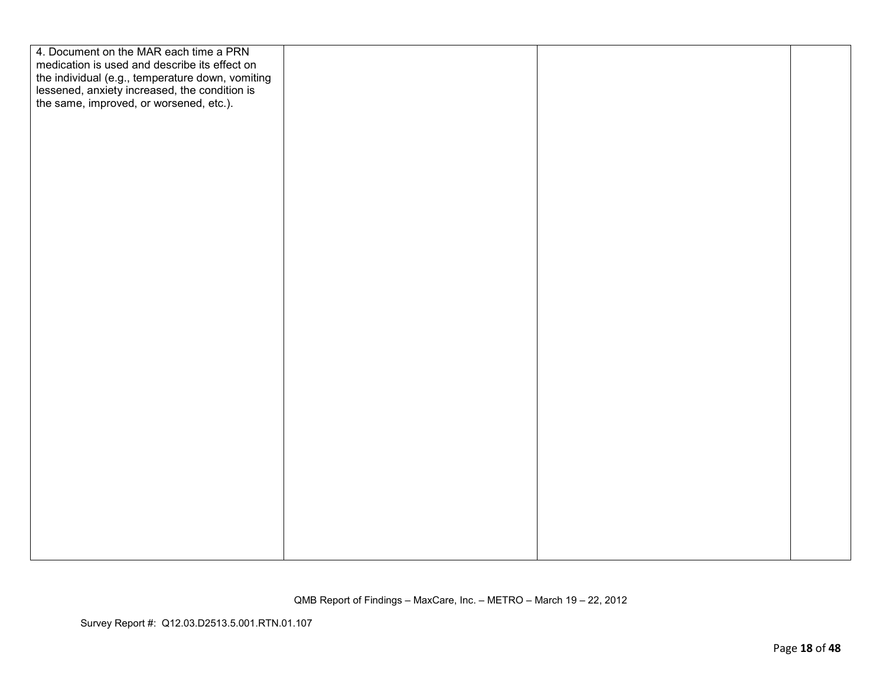| | | | |
|---|---|---|---|
| 4. Document on the MAR each time a PRN medication is used and describe its effect on the individual (e.g., temperature down, vomiting lessened, anxiety increased, the condition is the same, improved, or worsened, etc.). | | | |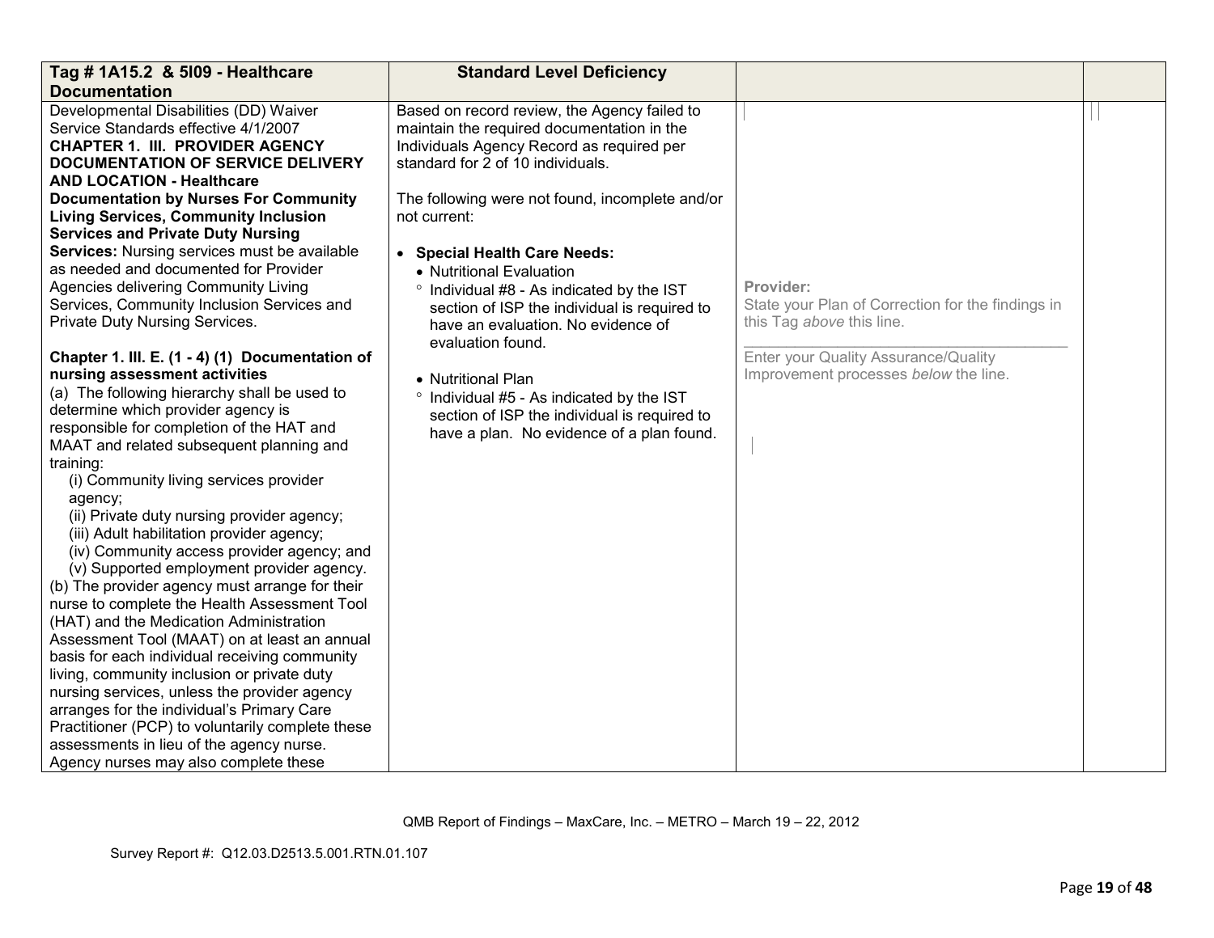| Tag # 1A15.2 & 5I09 - Healthcare Documentation | Standard Level Deficiency | | |
|---|---|---|---|
| Developmental Disabilities (DD) Waiver Service Standards effective 4/1/2007<br>**CHAPTER 1. III. PROVIDER AGENCY DOCUMENTATION OF SERVICE DELIVERY AND LOCATION - Healthcare Documentation by Nurses For Community Living Services, Community Inclusion Services and Private Duty Nursing Services:** Nursing services must be available as needed and documented for Provider Agencies delivering Community Living Services, Community Inclusion Services and Private Duty Nursing Services.<br><br>**Chapter 1. III. E. (1 - 4) (1) Documentation of nursing assessment activities**<br>(a) The following hierarchy shall be used to determine which provider agency is responsible for completion of the HAT and MAAT and related subsequent planning and training:<br>(i) Community living services provider agency;<br>(ii) Private duty nursing provider agency;<br>(iii) Adult habilitation provider agency;<br>(iv) Community access provider agency; and<br>(v) Supported employment provider agency.<br>(b) The provider agency must arrange for their nurse to complete the Health Assessment Tool (HAT) and the Medication Administration Assessment Tool (MAAT) on at least an annual basis for each individual receiving community living, community inclusion or private duty nursing services, unless the provider agency arranges for the individual's Primary Care Practitioner (PCP) to voluntarily complete these assessments in lieu of the agency nurse. Agency nurses may also complete these | Based on record review, the Agency failed to maintain the required documentation in the Individuals Agency Record as required per standard for 2 of 10 individuals.<br><br>The following were not found, incomplete and/or not current:<br><br>• **Special Health Care Needs:**<br>• Nutritional Evaluation<br>° Individual #8 - As indicated by the IST section of ISP the individual is required to have an evaluation. No evidence of evaluation found.<br><br>• Nutritional Plan<br>° Individual #5 - As indicated by the IST section of ISP the individual is required to have a plan. No evidence of a plan found. | **Provider:**<br>State your Plan of Correction for the findings in this Tag *above* this line.<br>\_\_\_\_\_\_\_\_\_\_\_\_\_\_\_\_\_\_\_\_\_\_\_\_\_\_\_\_\_\_\_\_<br>Enter your Quality Assurance/Quality Improvement processes *below* the line. | |

QMB Report of Findings – MaxCare, Inc. – METRO – March 19 – 22, 2012

Survey Report #: Q12.03.D2513.5.001.RTN.01.107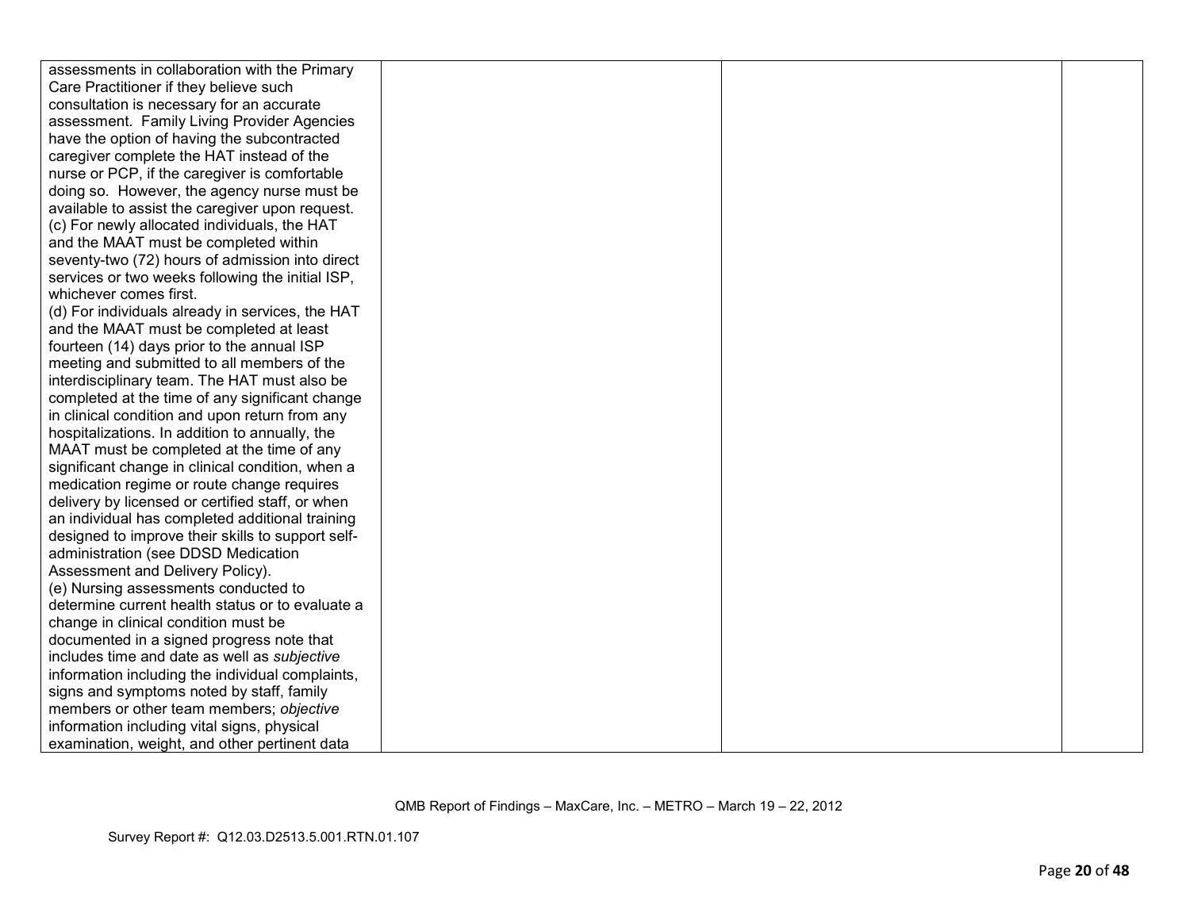| | | | |
|---|---|---|---|
| assessments in collaboration with the Primary Care Practitioner if they believe such consultation is necessary for an accurate assessment. Family Living Provider Agencies have the option of having the subcontracted caregiver complete the HAT instead of the nurse or PCP, if the caregiver is comfortable doing so. However, the agency nurse must be available to assist the caregiver upon request.<br>(c) For newly allocated individuals, the HAT and the MAAT must be completed within seventy-two (72) hours of admission into direct services or two weeks following the initial ISP, whichever comes first.<br>(d) For individuals already in services, the HAT and the MAAT must be completed at least fourteen (14) days prior to the annual ISP meeting and submitted to all members of the interdisciplinary team. The HAT must also be completed at the time of any significant change in clinical condition and upon return from any hospitalizations. In addition to annually, the MAAT must be completed at the time of any significant change in clinical condition, when a medication regime or route change requires delivery by licensed or certified staff, or when an individual has completed additional training designed to improve their skills to support self-administration (see DDSD Medication Assessment and Delivery Policy).<br>(e) Nursing assessments conducted to determine current health status or to evaluate a change in clinical condition must be documented in a signed progress note that includes time and date as well as *subjective* information including the individual complaints, signs and symptoms noted by staff, family members or other team members; *objective* information including vital signs, physical examination, weight, and other pertinent data | | | |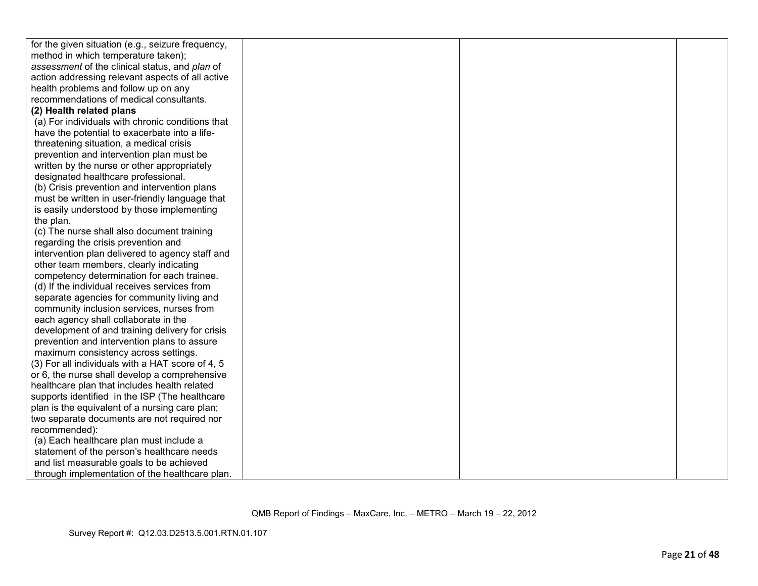| | | | |
|---|---|---|---|
| for the given situation (e.g., seizure frequency, method in which temperature taken); *assessment* of the clinical status, and *plan* of action addressing relevant aspects of all active health problems and follow up on any recommendations of medical consultants.<br>**(2) Health related plans**<br>(a) For individuals with chronic conditions that have the potential to exacerbate into a life-threatening situation, a medical crisis prevention and intervention plan must be written by the nurse or other appropriately designated healthcare professional.<br>(b) Crisis prevention and intervention plans must be written in user-friendly language that is easily understood by those implementing the plan.<br>(c) The nurse shall also document training regarding the crisis prevention and intervention plan delivered to agency staff and other team members, clearly indicating competency determination for each trainee.<br>(d) If the individual receives services from separate agencies for community living and community inclusion services, nurses from each agency shall collaborate in the development of and training delivery for crisis prevention and intervention plans to assure maximum consistency across settings.<br>(3) For all individuals with a HAT score of 4, 5 or 6, the nurse shall develop a comprehensive healthcare plan that includes health related supports identified in the ISP (The healthcare plan is the equivalent of a nursing care plan; two separate documents are not required nor recommended):<br>(a) Each healthcare plan must include a statement of the person's healthcare needs and list measurable goals to be achieved through implementation of the healthcare plan. | | | |

QMB Report of Findings – MaxCare, Inc. – METRO – March 19 – 22, 2012

Survey Report #: Q12.03.D2513.5.001.RTN.01.107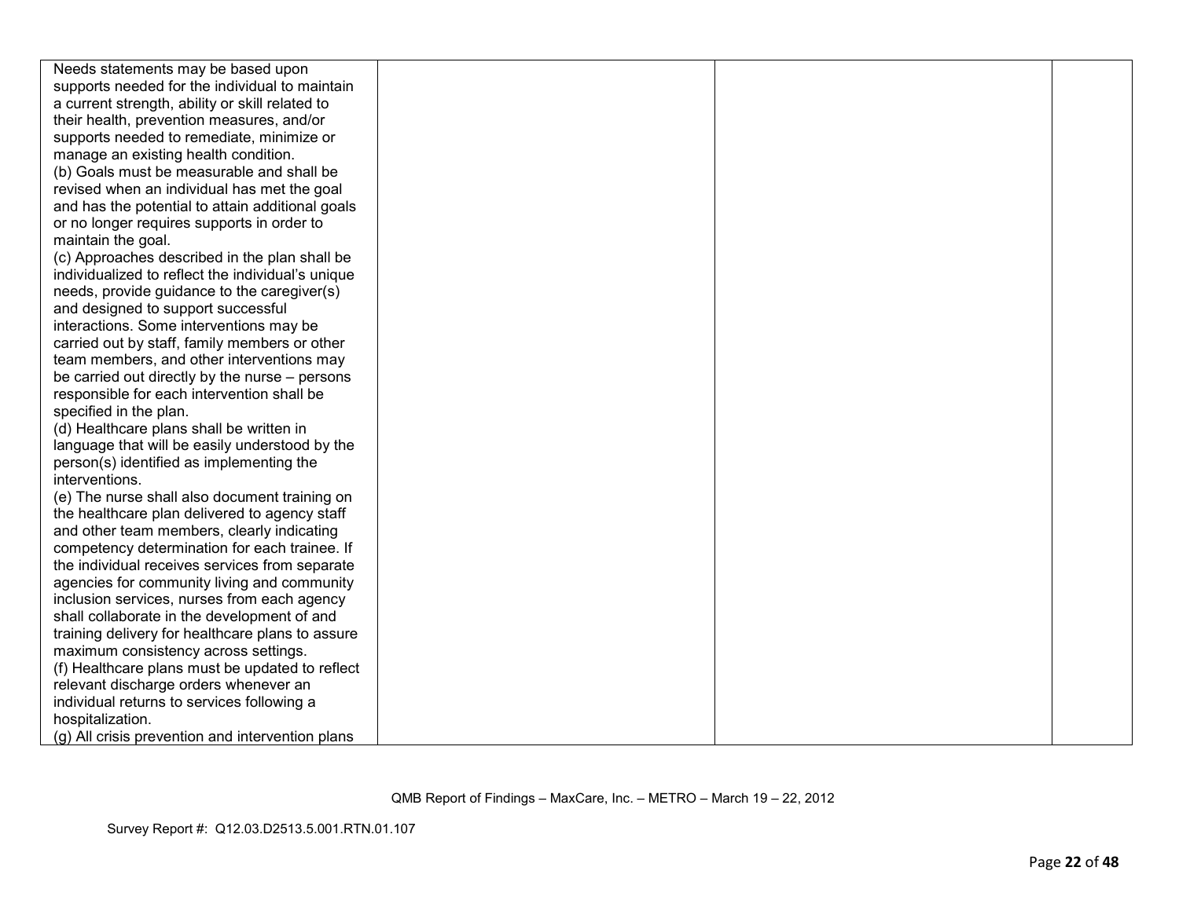| | | | |
|---|---|---|---|
| Needs statements may be based upon supports needed for the individual to maintain a current strength, ability or skill related to their health, prevention measures, and/or supports needed to remediate, minimize or manage an existing health condition.<br>(b) Goals must be measurable and shall be revised when an individual has met the goal and has the potential to attain additional goals or no longer requires supports in order to maintain the goal.<br>(c) Approaches described in the plan shall be individualized to reflect the individual's unique needs, provide guidance to the caregiver(s) and designed to support successful interactions. Some interventions may be carried out by staff, family members or other team members, and other interventions may be carried out directly by the nurse – persons responsible for each intervention shall be specified in the plan.<br>(d) Healthcare plans shall be written in language that will be easily understood by the person(s) identified as implementing the interventions.<br>(e) The nurse shall also document training on the healthcare plan delivered to agency staff and other team members, clearly indicating competency determination for each trainee. If the individual receives services from separate agencies for community living and community inclusion services, nurses from each agency shall collaborate in the development of and training delivery for healthcare plans to assure maximum consistency across settings.<br>(f) Healthcare plans must be updated to reflect relevant discharge orders whenever an individual returns to services following a hospitalization.<br>(g) All crisis prevention and intervention plans | | | |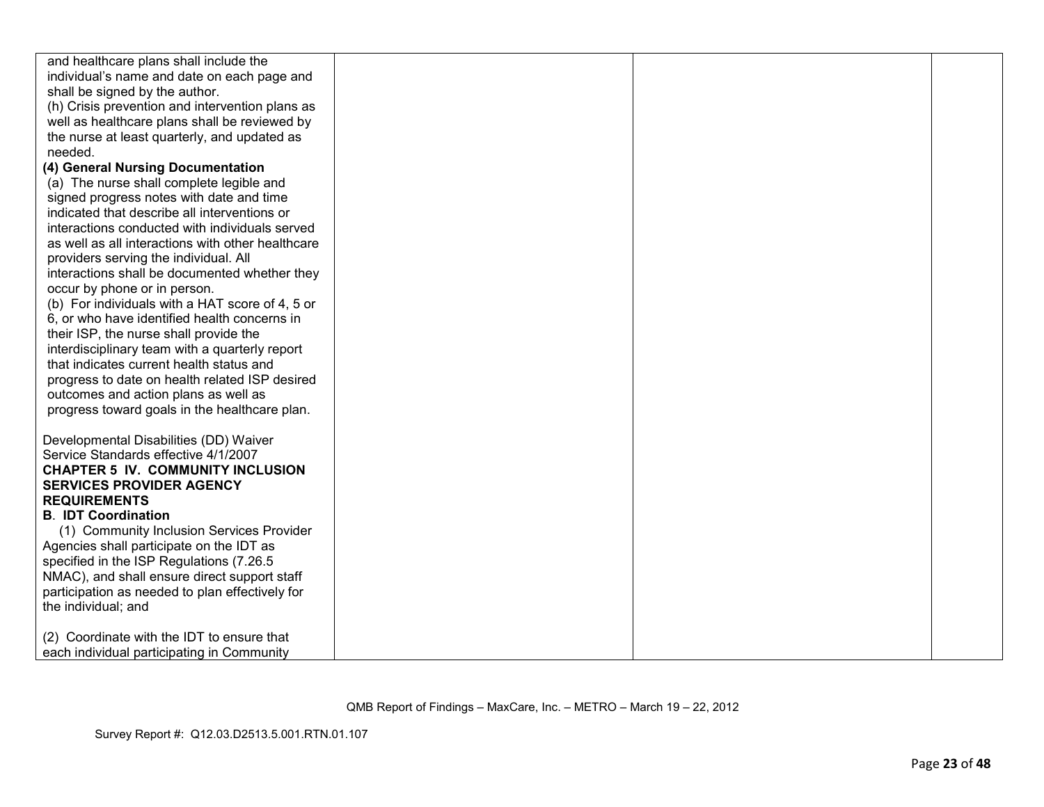| | | | |
|---|---|---|---|
| and healthcare plans shall include the individual's name and date on each page and shall be signed by the author.<br>(h) Crisis prevention and intervention plans as well as healthcare plans shall be reviewed by the nurse at least quarterly, and updated as needed.<br>**(4) General Nursing Documentation**<br>(a) The nurse shall complete legible and signed progress notes with date and time indicated that describe all interventions or interactions conducted with individuals served as well as all interactions with other healthcare providers serving the individual. All interactions shall be documented whether they occur by phone or in person.<br>(b) For individuals with a HAT score of 4, 5 or 6, or who have identified health concerns in their ISP, the nurse shall provide the interdisciplinary team with a quarterly report that indicates current health status and progress to date on health related ISP desired outcomes and action plans as well as progress toward goals in the healthcare plan.<br><br>Developmental Disabilities (DD) Waiver Service Standards effective 4/1/2007<br>**CHAPTER 5 IV. COMMUNITY INCLUSION SERVICES PROVIDER AGENCY REQUIREMENTS**<br>**B. IDT Coordination**<br>(1) Community Inclusion Services Provider Agencies shall participate on the IDT as specified in the ISP Regulations (7.26.5 NMAC), and shall ensure direct support staff participation as needed to plan effectively for the individual; and<br><br>(2) Coordinate with the IDT to ensure that each individual participating in Community | | | |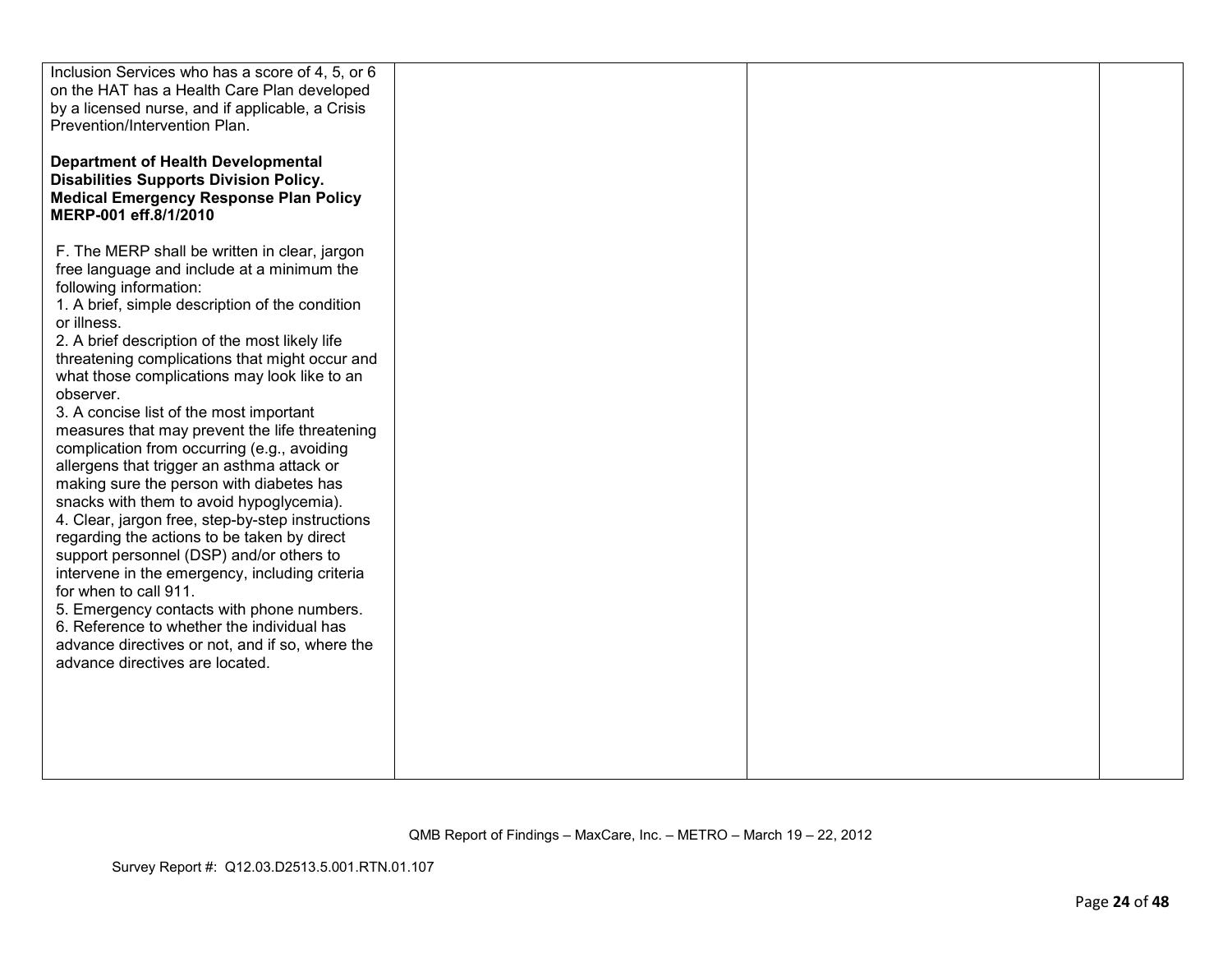| | | | |
|---|---|---|---|
| Inclusion Services who has a score of 4, 5, or 6 on the HAT has a Health Care Plan developed by a licensed nurse, and if applicable, a Crisis Prevention/Intervention Plan.<br><br>**Department of Health Developmental Disabilities Supports Division Policy. Medical Emergency Response Plan Policy MERP-001 eff.8/1/2010**<br><br>F. The MERP shall be written in clear, jargon free language and include at a minimum the following information:<br>1. A brief, simple description of the condition or illness.<br>2. A brief description of the most likely life threatening complications that might occur and what those complications may look like to an observer.<br>3. A concise list of the most important measures that may prevent the life threatening complication from occurring (e.g., avoiding allergens that trigger an asthma attack or making sure the person with diabetes has snacks with them to avoid hypoglycemia).<br>4. Clear, jargon free, step-by-step instructions regarding the actions to be taken by direct support personnel (DSP) and/or others to intervene in the emergency, including criteria for when to call 911.<br>5. Emergency contacts with phone numbers.<br>6. Reference to whether the individual has advance directives or not, and if so, where the advance directives are located. | | | |

QMB Report of Findings – MaxCare, Inc. – METRO – March 19 – 22, 2012

Survey Report #: Q12.03.D2513.5.001.RTN.01.107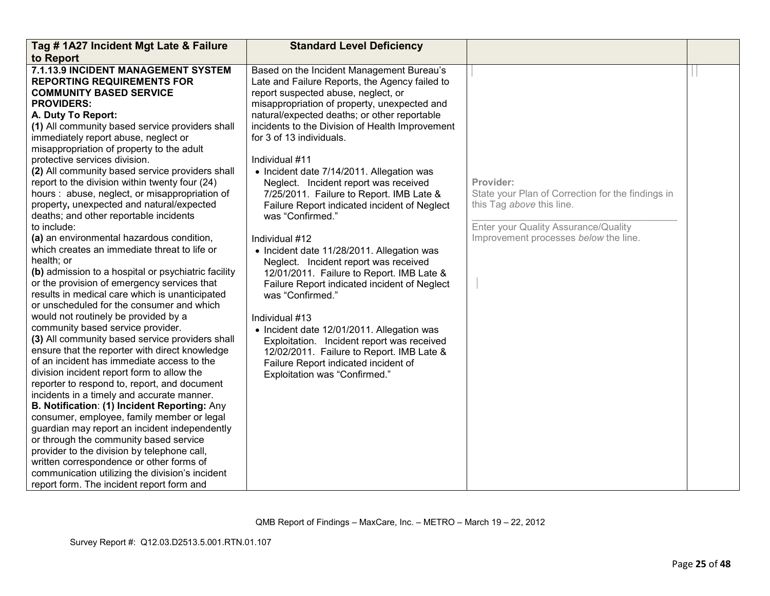| Tag # 1A27 Incident Mgt Late & Failure to Report | Standard Level Deficiency | | |
|---|---|---|---|
| **7.1.13.9 INCIDENT MANAGEMENT SYSTEM REPORTING REQUIREMENTS FOR COMMUNITY BASED SERVICE PROVIDERS:**<br>**A. Duty To Report:**<br>**(1)** All community based service providers shall immediately report abuse, neglect or misappropriation of property to the adult protective services division.<br>**(2)** All community based service providers shall report to the division within twenty four (24) hours : abuse, neglect, or misappropriation of property**,** unexpected and natural/expected deaths; and other reportable incidents to include:<br>**(a)** an environmental hazardous condition, which creates an immediate threat to life or health; or<br>**(b)** admission to a hospital or psychiatric facility or the provision of emergency services that results in medical care which is unanticipated or unscheduled for the consumer and which would not routinely be provided by a community based service provider.<br>**(3)** All community based service providers shall ensure that the reporter with direct knowledge of an incident has immediate access to the division incident report form to allow the reporter to respond to, report, and document incidents in a timely and accurate manner.<br>**B. Notification**: **(1) Incident Reporting:** Any consumer, employee, family member or legal guardian may report an incident independently or through the community based service provider to the division by telephone call, written correspondence or other forms of communication utilizing the division's incident report form. The incident report form and | Based on the Incident Management Bureau's Late and Failure Reports, the Agency failed to report suspected abuse, neglect, or misappropriation of property, unexpected and natural/expected deaths; or other reportable incidents to the Division of Health Improvement for 3 of 13 individuals.<br><br>Individual #11<br>• Incident date 7/14/2011. Allegation was Neglect. Incident report was received 7/25/2011. Failure to Report. IMB Late & Failure Report indicated incident of Neglect was "Confirmed."<br><br>Individual #12<br>• Incident date 11/28/2011. Allegation was Neglect. Incident report was received 12/01/2011. Failure to Report. IMB Late & Failure Report indicated incident of Neglect was "Confirmed."<br><br>Individual #13<br>• Incident date 12/01/2011. Allegation was Exploitation. Incident report was received 12/02/2011. Failure to Report. IMB Late & Failure Report indicated incident of Exploitation was "Confirmed." | Provider:<br>State your Plan of Correction for the findings in this Tag *above* this line.<br>\_\_\_\_\_\_\_\_\_\_\_\_\_\_\_\_\_\_\_\_\_\_\_\_\_\_\_\_\_\_<br>Enter your Quality Assurance/Quality Improvement processes *below* the line. | |

QMB Report of Findings – MaxCare, Inc. – METRO – March 19 – 22, 2012

Survey Report #: Q12.03.D2513.5.001.RTN.01.107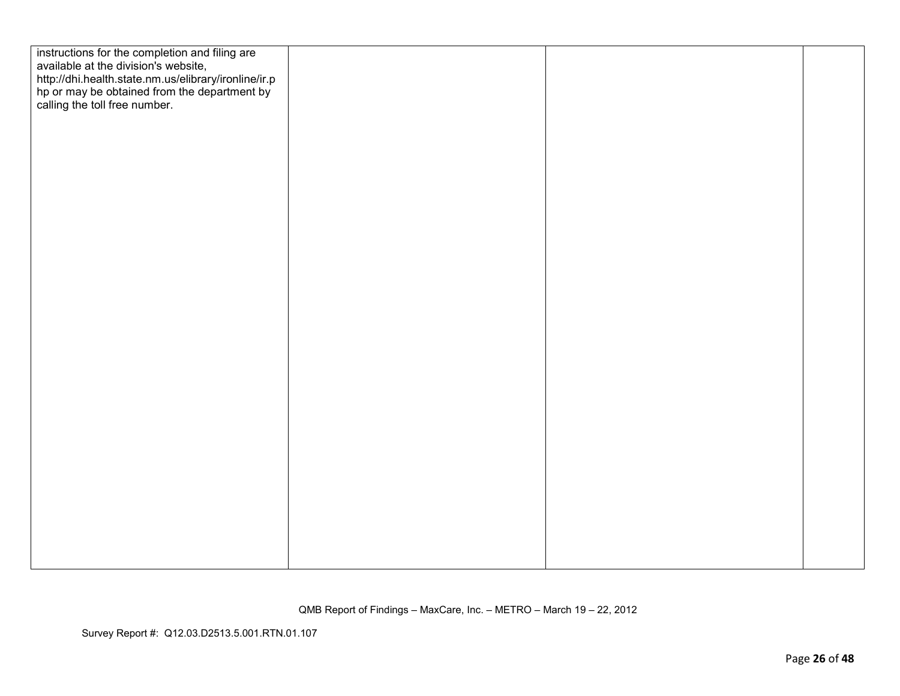| | | | |
|---|---|---|---|
| instructions for the completion and filing are available at the division's website, http://dhi.health.state.nm.us/elibrary/ironline/ir.php or may be obtained from the department by calling the toll free number. | | | |

QMB Report of Findings – MaxCare, Inc. – METRO – March 19 – 22, 2012

Survey Report #: Q12.03.D2513.5.001.RTN.01.107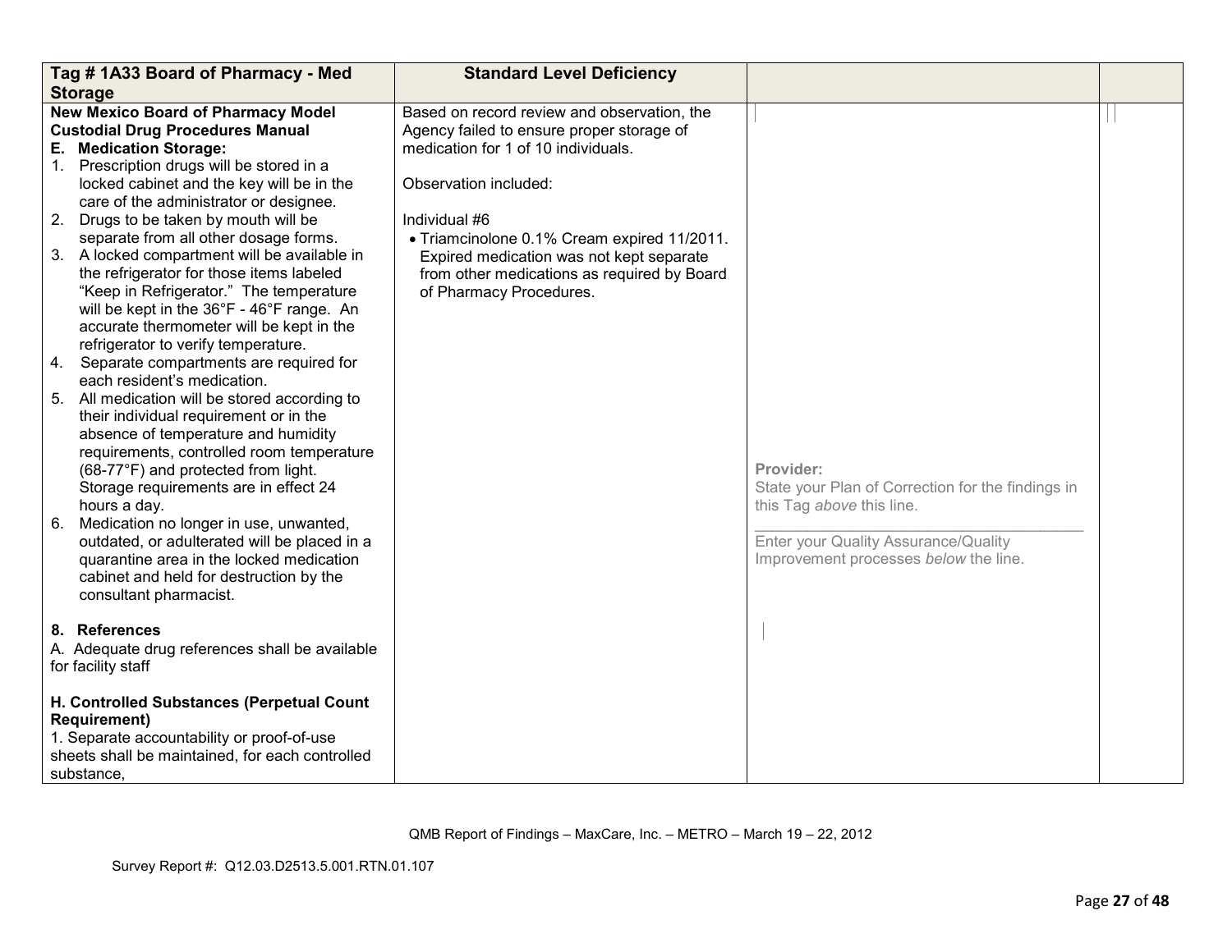| Tag # 1A33 Board of Pharmacy - Med Storage | Standard Level Deficiency | | |
|---|---|---|---|
| **New Mexico Board of Pharmacy Model Custodial Drug Procedures Manual**<br>**E. Medication Storage:**<br>1. Prescription drugs will be stored in a locked cabinet and the key will be in the care of the administrator or designee.<br>2. Drugs to be taken by mouth will be separate from all other dosage forms.<br>3. A locked compartment will be available in the refrigerator for those items labeled "Keep in Refrigerator." The temperature will be kept in the 36°F - 46°F range. An accurate thermometer will be kept in the refrigerator to verify temperature.<br>4. Separate compartments are required for each resident's medication.<br>5. All medication will be stored according to their individual requirement or in the absence of temperature and humidity requirements, controlled room temperature (68-77°F) and protected from light. Storage requirements are in effect 24 hours a day.<br>6. Medication no longer in use, unwanted, outdated, or adulterated will be placed in a quarantine area in the locked medication cabinet and held for destruction by the consultant pharmacist.<br><br>**8. References**<br>A. Adequate drug references shall be available for facility staff<br><br>**H. Controlled Substances (Perpetual Count Requirement)**<br>1. Separate accountability or proof-of-use sheets shall be maintained, for each controlled substance, | Based on record review and observation, the Agency failed to ensure proper storage of medication for 1 of 10 individuals.<br><br>Observation included:<br><br>Individual #6<br>• Triamcinolone 0.1% Cream expired 11/2011. Expired medication was not kept separate from other medications as required by Board of Pharmacy Procedures. | Provider:<br>State your Plan of Correction for the findings in this Tag *above* this line.<br>\_\_\_\_\_\_\_\_\_\_\_\_\_\_\_\_\_\_\_\_\_\_\_\_\_\_\_\_\_\_\_\_\_\_\_\_<br>Enter your Quality Assurance/Quality Improvement processes *below* the line. | |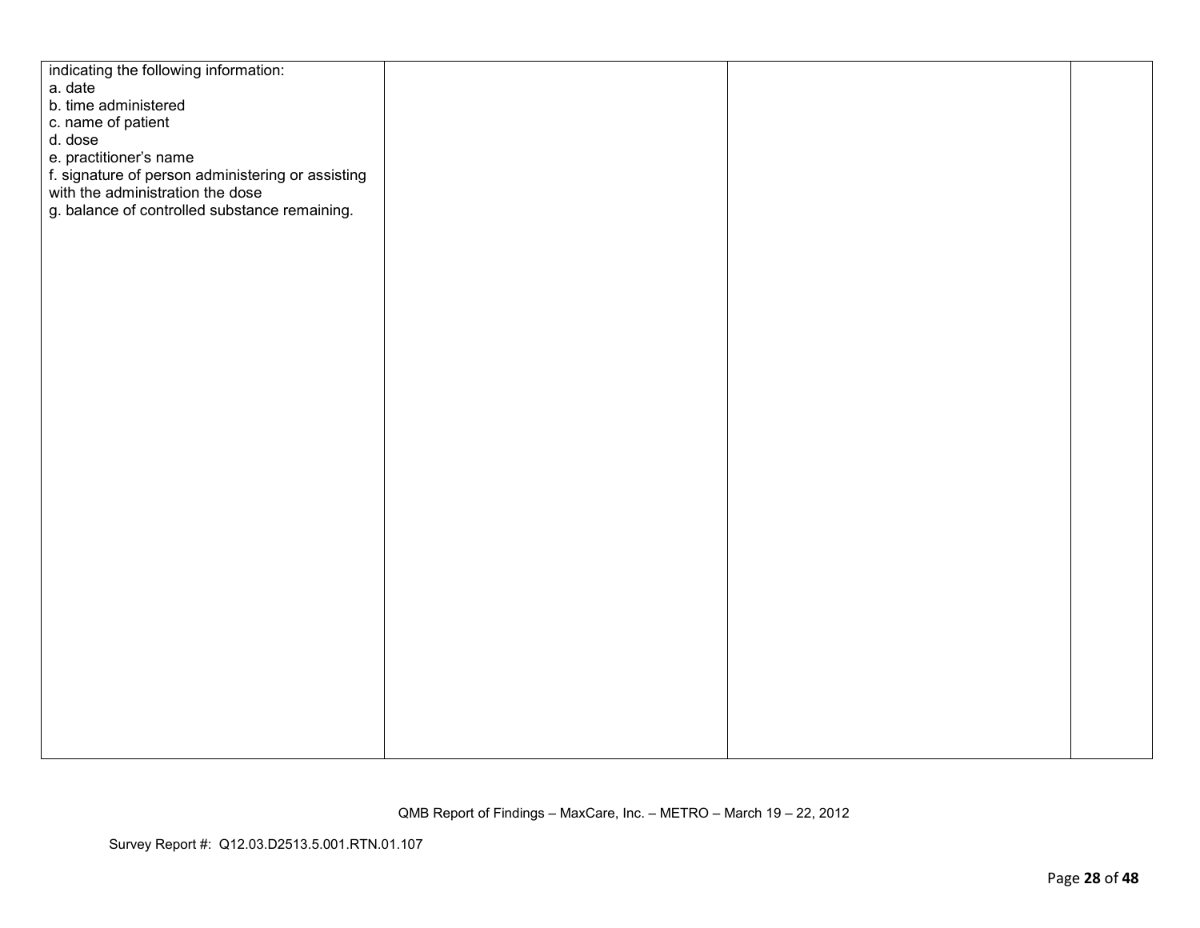| | | | |
|---|---|---|---|
| indicating the following information:<br>a. date<br>b. time administered<br>c. name of patient<br>d. dose<br>e. practitioner's name<br>f. signature of person administering or assisting with the administration the dose<br>g. balance of controlled substance remaining. | | | |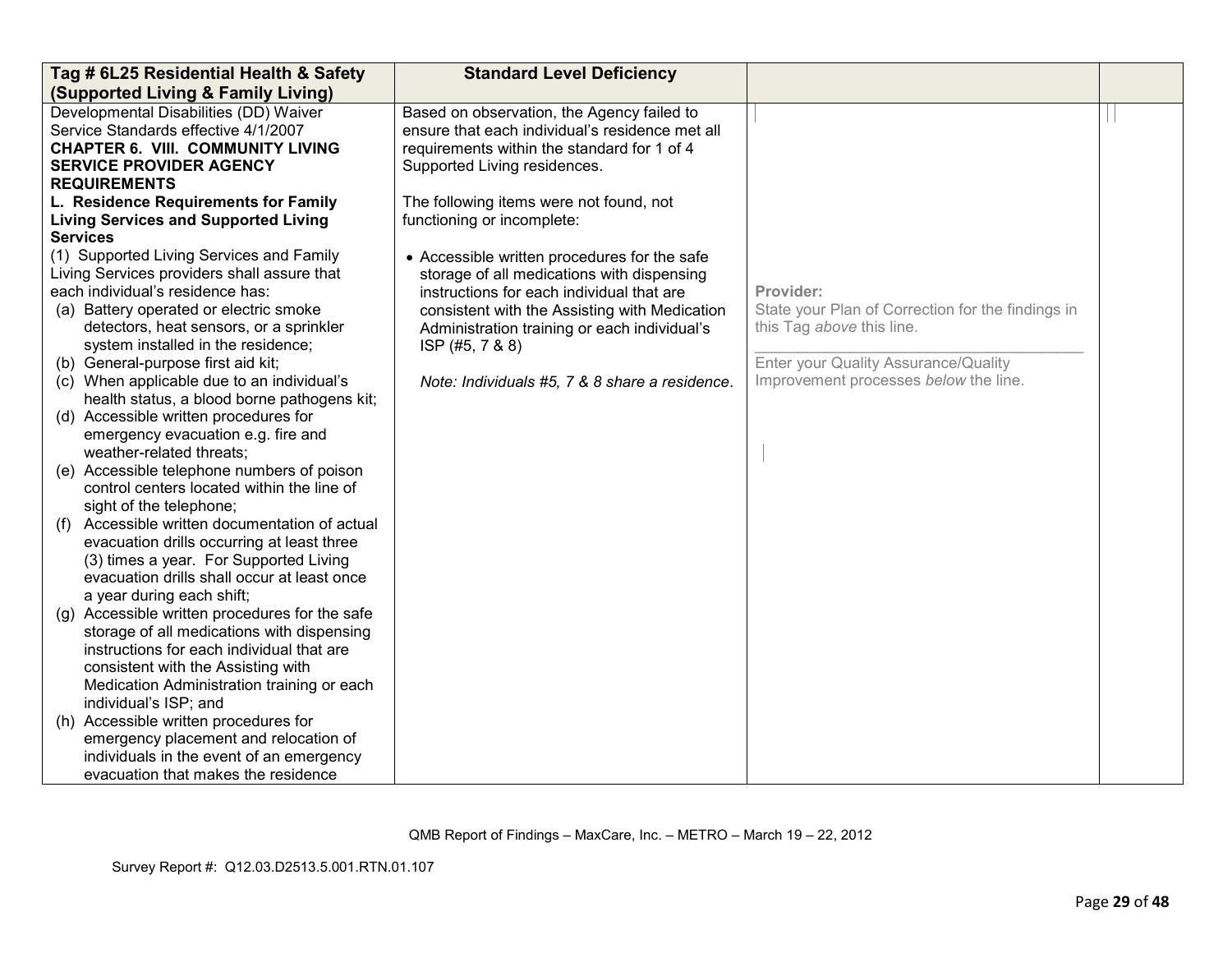| Tag # 6L25 Residential Health & Safety (Supported Living & Family Living) | Standard Level Deficiency | | |
|---|---|---|---|
| Developmental Disabilities (DD) Waiver Service Standards effective 4/1/2007<br>**CHAPTER 6. VIII. COMMUNITY LIVING SERVICE PROVIDER AGENCY REQUIREMENTS**<br>**L. Residence Requirements for Family Living Services and Supported Living Services**<br>(1) Supported Living Services and Family Living Services providers shall assure that each individual's residence has:<br>(a) Battery operated or electric smoke detectors, heat sensors, or a sprinkler system installed in the residence;<br>(b) General-purpose first aid kit;<br>(c) When applicable due to an individual's health status, a blood borne pathogens kit;<br>(d) Accessible written procedures for emergency evacuation e.g. fire and weather-related threats;<br>(e) Accessible telephone numbers of poison control centers located within the line of sight of the telephone;<br>(f) Accessible written documentation of actual evacuation drills occurring at least three (3) times a year. For Supported Living evacuation drills shall occur at least once a year during each shift;<br>(g) Accessible written procedures for the safe storage of all medications with dispensing instructions for each individual that are consistent with the Assisting with Medication Administration training or each individual's ISP; and<br>(h) Accessible written procedures for emergency placement and relocation of individuals in the event of an emergency evacuation that makes the residence | Based on observation, the Agency failed to ensure that each individual's residence met all requirements within the standard for 1 of 4 Supported Living residences.<br><br>The following items were not found, not functioning or incomplete:<br><br>• Accessible written procedures for the safe storage of all medications with dispensing instructions for each individual that are consistent with the Assisting with Medication Administration training or each individual's ISP (#5, 7 & 8)<br><br>*Note: Individuals #5, 7 & 8 share a residence*. | **Provider:**<br>State your Plan of Correction for the findings in this Tag *above* this line.<br>\_\_\_\_\_\_\_\_\_\_\_\_\_\_\_\_\_\_\_\_\_\_\_\_\_\_\_\_\_\_<br>Enter your Quality Assurance/Quality Improvement processes *below* the line. | |

QMB Report of Findings – MaxCare, Inc. – METRO – March 19 – 22, 2012

Survey Report #: Q12.03.D2513.5.001.RTN.01.107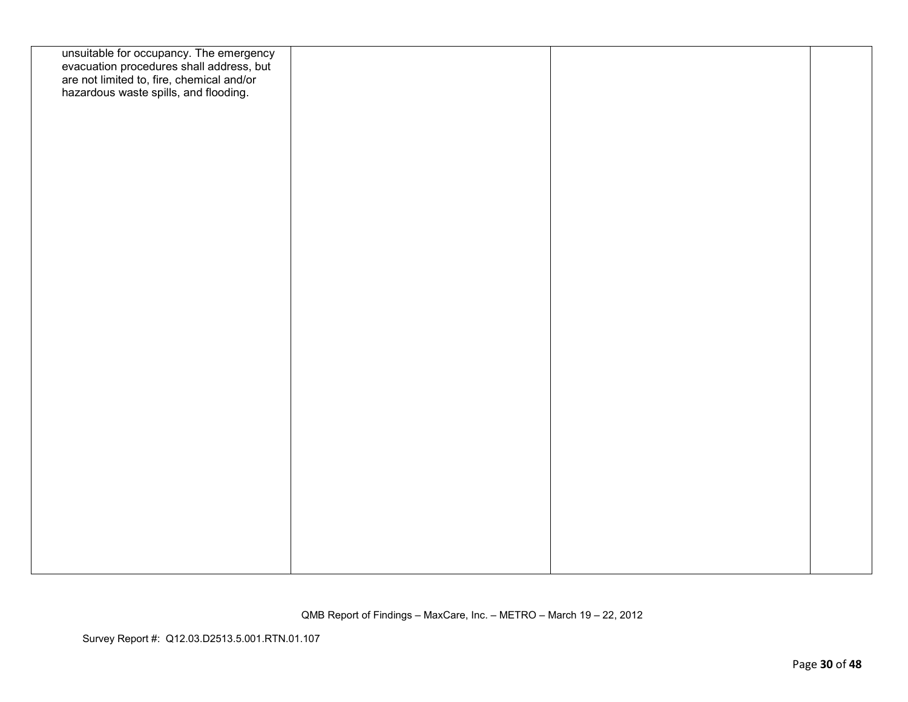| | | | |
|---|---|---|---|
| unsuitable for occupancy. The emergency evacuation procedures shall address, but are not limited to, fire, chemical and/or hazardous waste spills, and flooding. | | | |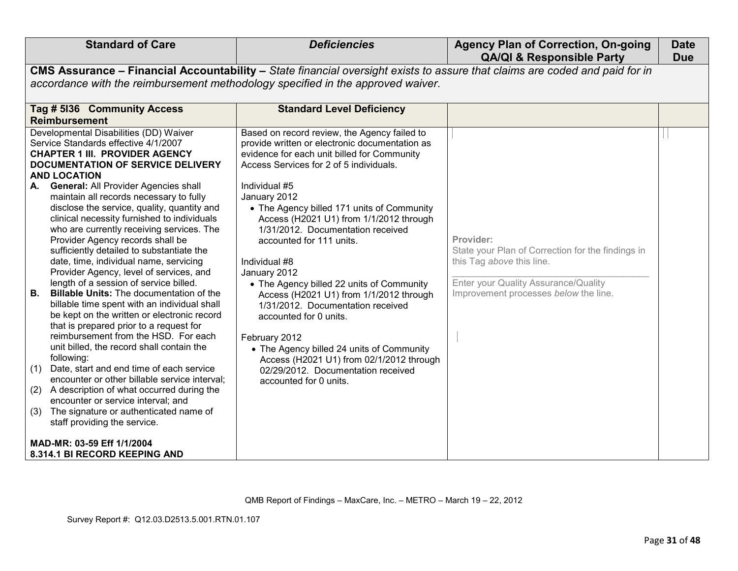| Standard of Care | *Deficiencies* | Agency Plan of Correction, On-going QA/QI & Responsible Party | Date Due |
|---|---|---|---|
| **CMS Assurance – Financial Accountability –** *State financial oversight exists to assure that claims are coded and paid for in accordance with the reimbursement methodology specified in the approved waiver.* | | | |
| **Tag # 5I36 Community Access Reimbursement** | **Standard Level Deficiency** | | |
| Developmental Disabilities (DD) Waiver Service Standards effective 4/1/2007<br>**CHAPTER 1 III. PROVIDER AGENCY DOCUMENTATION OF SERVICE DELIVERY AND LOCATION**<br>**A. General:** All Provider Agencies shall maintain all records necessary to fully disclose the service, quality, quantity and clinical necessity furnished to individuals who are currently receiving services. The Provider Agency records shall be sufficiently detailed to substantiate the date, time, individual name, servicing Provider Agency, level of services, and length of a session of service billed.<br>**B. Billable Units:** The documentation of the billable time spent with an individual shall be kept on the written or electronic record that is prepared prior to a request for reimbursement from the HSD. For each unit billed, the record shall contain the following:<br>(1) Date, start and end time of each service encounter or other billable service interval;<br>(2) A description of what occurred during the encounter or service interval; and<br>(3) The signature or authenticated name of staff providing the service.<br><br>**MAD-MR: 03-59 Eff 1/1/2004**<br>**8.314.1 BI RECORD KEEPING AND** | Based on record review, the Agency failed to provide written or electronic documentation as evidence for each unit billed for Community Access Services for 2 of 5 individuals.<br><br>Individual #5<br>January 2012<br>• The Agency billed 171 units of Community Access (H2021 U1) from 1/1/2012 through 1/31/2012. Documentation received accounted for 111 units.<br><br>Individual #8<br>January 2012<br>• The Agency billed 22 units of Community Access (H2021 U1) from 1/1/2012 through 1/31/2012. Documentation received accounted for 0 units.<br><br>February 2012<br>• The Agency billed 24 units of Community Access (H2021 U1) from 02/1/2012 through 02/29/2012. Documentation received accounted for 0 units. | **Provider:**<br>State your Plan of Correction for the findings in this Tag *above* this line.<br>\_\_\_\_\_\_\_\_\_\_\_\_\_\_\_\_\_\_\_\_\_\_\_\_\_\_\_\_\_\_\_\_<br>Enter your Quality Assurance/Quality Improvement processes *below* the line. | |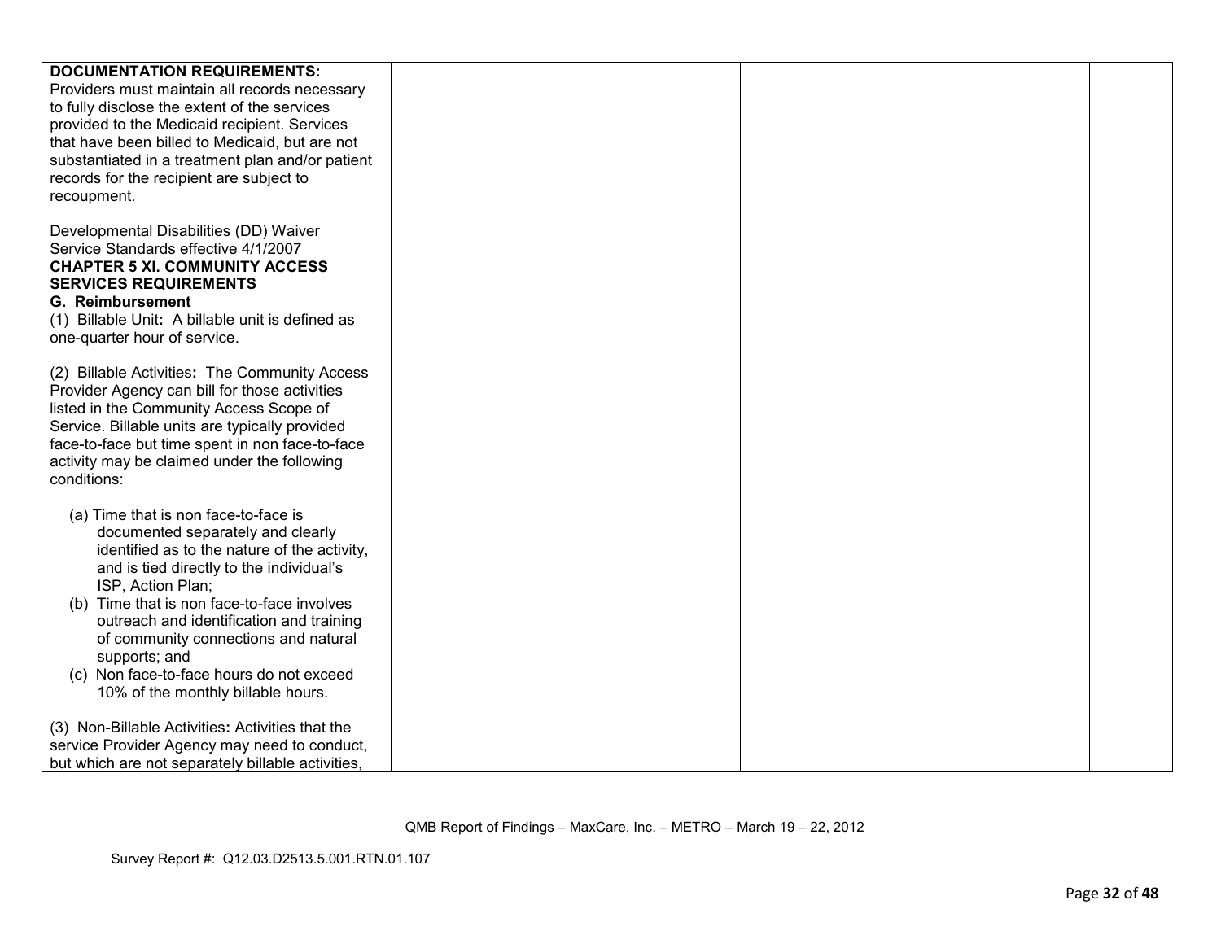| | | | |
|---|---|---|---|
| **DOCUMENTATION REQUIREMENTS:** Providers must maintain all records necessary to fully disclose the extent of the services provided to the Medicaid recipient. Services that have been billed to Medicaid, but are not substantiated in a treatment plan and/or patient records for the recipient are subject to recoupment.<br><br>Developmental Disabilities (DD) Waiver Service Standards effective 4/1/2007<br>**CHAPTER 5 XI. COMMUNITY ACCESS SERVICES REQUIREMENTS**<br>**G. Reimbursement**<br>(1) Billable Unit**:** A billable unit is defined as one-quarter hour of service.<br><br>(2) Billable Activities**:** The Community Access Provider Agency can bill for those activities listed in the Community Access Scope of Service. Billable units are typically provided face-to-face but time spent in non face-to-face activity may be claimed under the following conditions:<br><br>(a) Time that is non face-to-face is documented separately and clearly identified as to the nature of the activity, and is tied directly to the individual's ISP, Action Plan;<br>(b) Time that is non face-to-face involves outreach and identification and training of community connections and natural supports; and<br>(c) Non face-to-face hours do not exceed 10% of the monthly billable hours.<br><br>(3) Non-Billable Activities**:** Activities that the service Provider Agency may need to conduct, but which are not separately billable activities, | | | |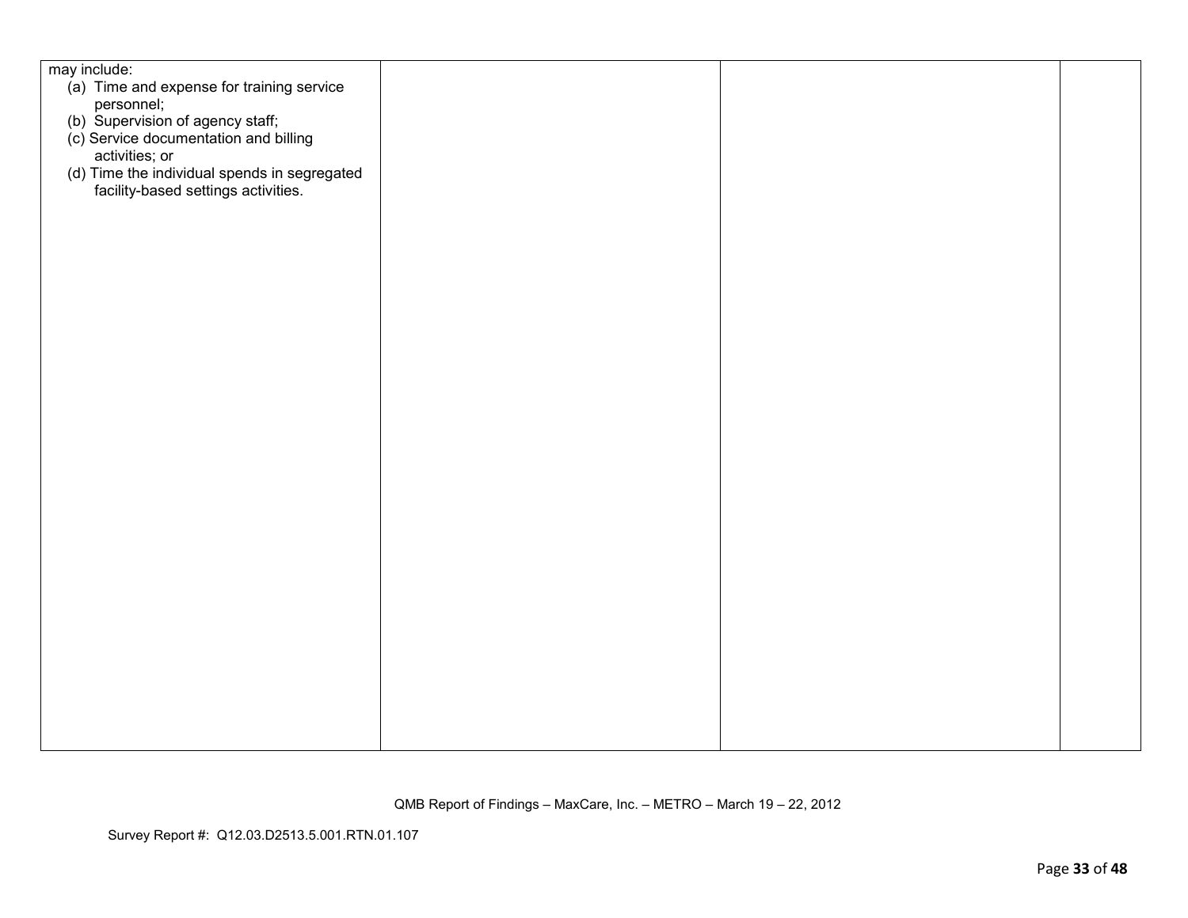| | | | |
|---|---|---|---|
| may include:<br>(a) Time and expense for training service personnel;<br>(b) Supervision of agency staff;<br>(c) Service documentation and billing activities; or<br>(d) Time the individual spends in segregated facility-based settings activities. | | | |

QMB Report of Findings – MaxCare, Inc. – METRO – March 19 – 22, 2012

Survey Report #: Q12.03.D2513.5.001.RTN.01.107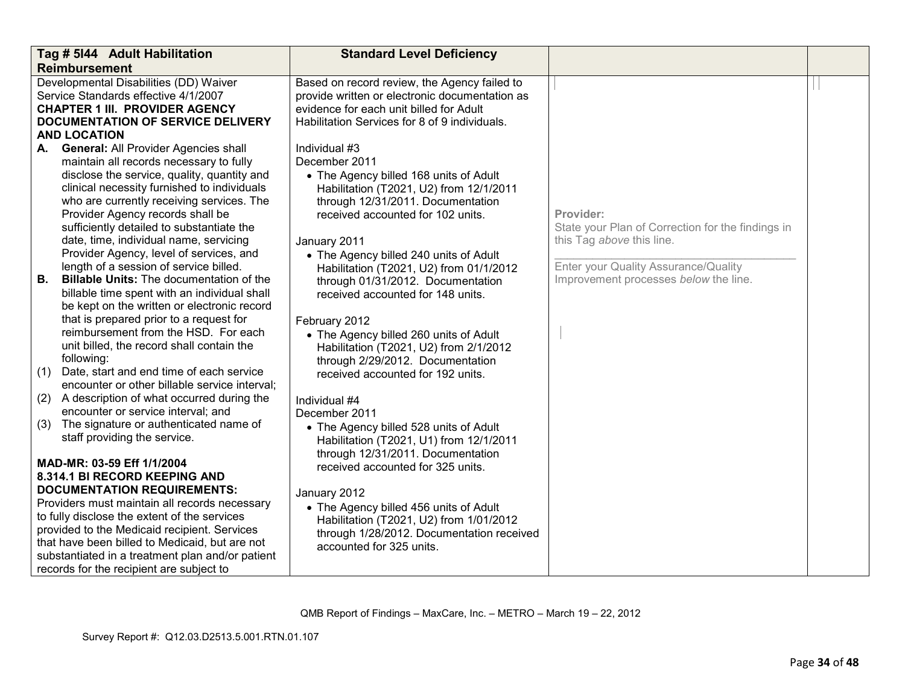| Tag # 5I44 Adult Habilitation Reimbursement | Standard Level Deficiency | | |
|---|---|---|---|
| Developmental Disabilities (DD) Waiver Service Standards effective 4/1/2007<br>**CHAPTER 1 III. PROVIDER AGENCY DOCUMENTATION OF SERVICE DELIVERY AND LOCATION**<br>**A. General:** All Provider Agencies shall maintain all records necessary to fully disclose the service, quality, quantity and clinical necessity furnished to individuals who are currently receiving services. The Provider Agency records shall be sufficiently detailed to substantiate the date, time, individual name, servicing Provider Agency, level of services, and length of a session of service billed.<br>**B. Billable Units:** The documentation of the billable time spent with an individual shall be kept on the written or electronic record that is prepared prior to a request for reimbursement from the HSD. For each unit billed, the record shall contain the following:<br>(1) Date, start and end time of each service encounter or other billable service interval;<br>(2) A description of what occurred during the encounter or service interval; and<br>(3) The signature or authenticated name of staff providing the service.<br><br>**MAD-MR: 03-59 Eff 1/1/2004**<br>**8.314.1 BI RECORD KEEPING AND DOCUMENTATION REQUIREMENTS:**<br>Providers must maintain all records necessary to fully disclose the extent of the services provided to the Medicaid recipient. Services that have been billed to Medicaid, but are not substantiated in a treatment plan and/or patient records for the recipient are subject to | Based on record review, the Agency failed to provide written or electronic documentation as evidence for each unit billed for Adult Habilitation Services for 8 of 9 individuals.<br><br>Individual #3<br>December 2011<br>• The Agency billed 168 units of Adult Habilitation (T2021, U2) from 12/1/2011 through 12/31/2011. Documentation received accounted for 102 units.<br><br>January 2011<br>• The Agency billed 240 units of Adult Habilitation (T2021, U2) from 01/1/2012 through 01/31/2012. Documentation received accounted for 148 units.<br><br>February 2012<br>• The Agency billed 260 units of Adult Habilitation (T2021, U2) from 2/1/2012 through 2/29/2012. Documentation received accounted for 192 units.<br><br>Individual #4<br>December 2011<br>• The Agency billed 528 units of Adult Habilitation (T2021, U1) from 12/1/2011 through 12/31/2011. Documentation received accounted for 325 units.<br><br>January 2012<br>• The Agency billed 456 units of Adult Habilitation (T2021, U2) from 1/01/2012 through 1/28/2012. Documentation received accounted for 325 units. | **Provider:**<br>State your Plan of Correction for the findings in this Tag *above* this line.<br>\_\_\_\_\_\_\_\_\_\_\_\_\_\_\_\_\_\_\_\_\_\_\_\_\_\_\_\_\_\_\_\_\_\_\_\_<br>Enter your Quality Assurance/Quality Improvement processes *below* the line. | |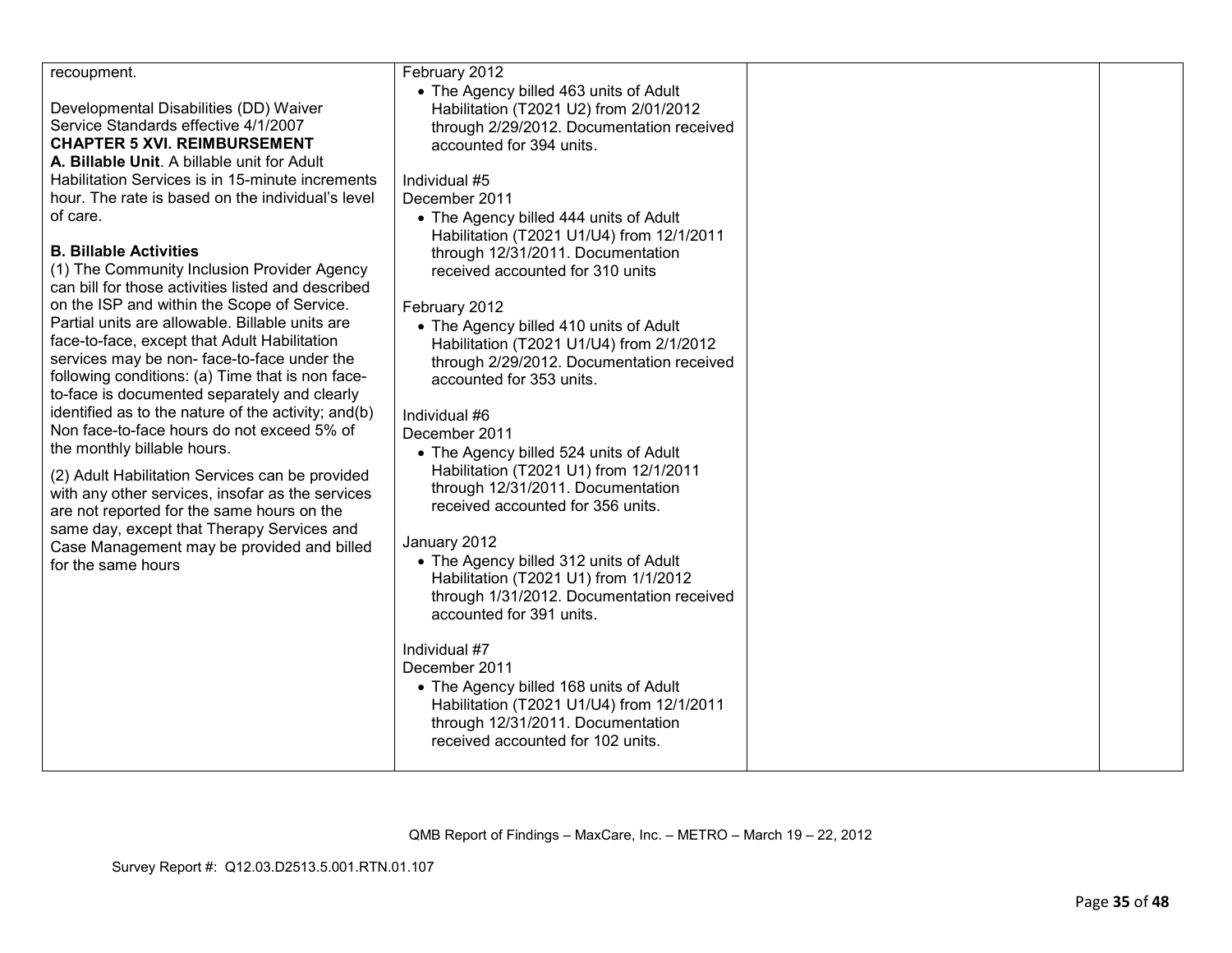| | | | |
|---|---|---|---|
| recoupment.<br><br>Developmental Disabilities (DD) Waiver Service Standards effective 4/1/2007<br>**CHAPTER 5 XVI. REIMBURSEMENT**<br>**A. Billable Unit**. A billable unit for Adult Habilitation Services is in 15-minute increments hour. The rate is based on the individual's level of care.<br><br>**B. Billable Activities**<br>(1) The Community Inclusion Provider Agency can bill for those activities listed and described on the ISP and within the Scope of Service. Partial units are allowable. Billable units are face-to-face, except that Adult Habilitation services may be non- face-to-face under the following conditions: (a) Time that is non face-to-face is documented separately and clearly identified as to the nature of the activity; and(b) Non face-to-face hours do not exceed 5% of the monthly billable hours.<br><br>(2) Adult Habilitation Services can be provided with any other services, insofar as the services are not reported for the same hours on the same day, except that Therapy Services and Case Management may be provided and billed for the same hours | February 2012<br>• The Agency billed 463 units of Adult Habilitation (T2021 U2) from 2/01/2012 through 2/29/2012. Documentation received accounted for 394 units.<br><br>Individual #5<br>December 2011<br>• The Agency billed 444 units of Adult Habilitation (T2021 U1/U4) from 12/1/2011 through 12/31/2011. Documentation received accounted for 310 units<br><br>February 2012<br>• The Agency billed 410 units of Adult Habilitation (T2021 U1/U4) from 2/1/2012 through 2/29/2012. Documentation received accounted for 353 units.<br><br>Individual #6<br>December 2011<br>• The Agency billed 524 units of Adult Habilitation (T2021 U1) from 12/1/2011 through 12/31/2011. Documentation received accounted for 356 units.<br><br>January 2012<br>• The Agency billed 312 units of Adult Habilitation (T2021 U1) from 1/1/2012 through 1/31/2012. Documentation received accounted for 391 units.<br><br>Individual #7<br>December 2011<br>• The Agency billed 168 units of Adult Habilitation (T2021 U1/U4) from 12/1/2011 through 12/31/2011. Documentation received accounted for 102 units. | | |

QMB Report of Findings – MaxCare, Inc. – METRO – March 19 – 22, 2012

Survey Report #: Q12.03.D2513.5.001.RTN.01.107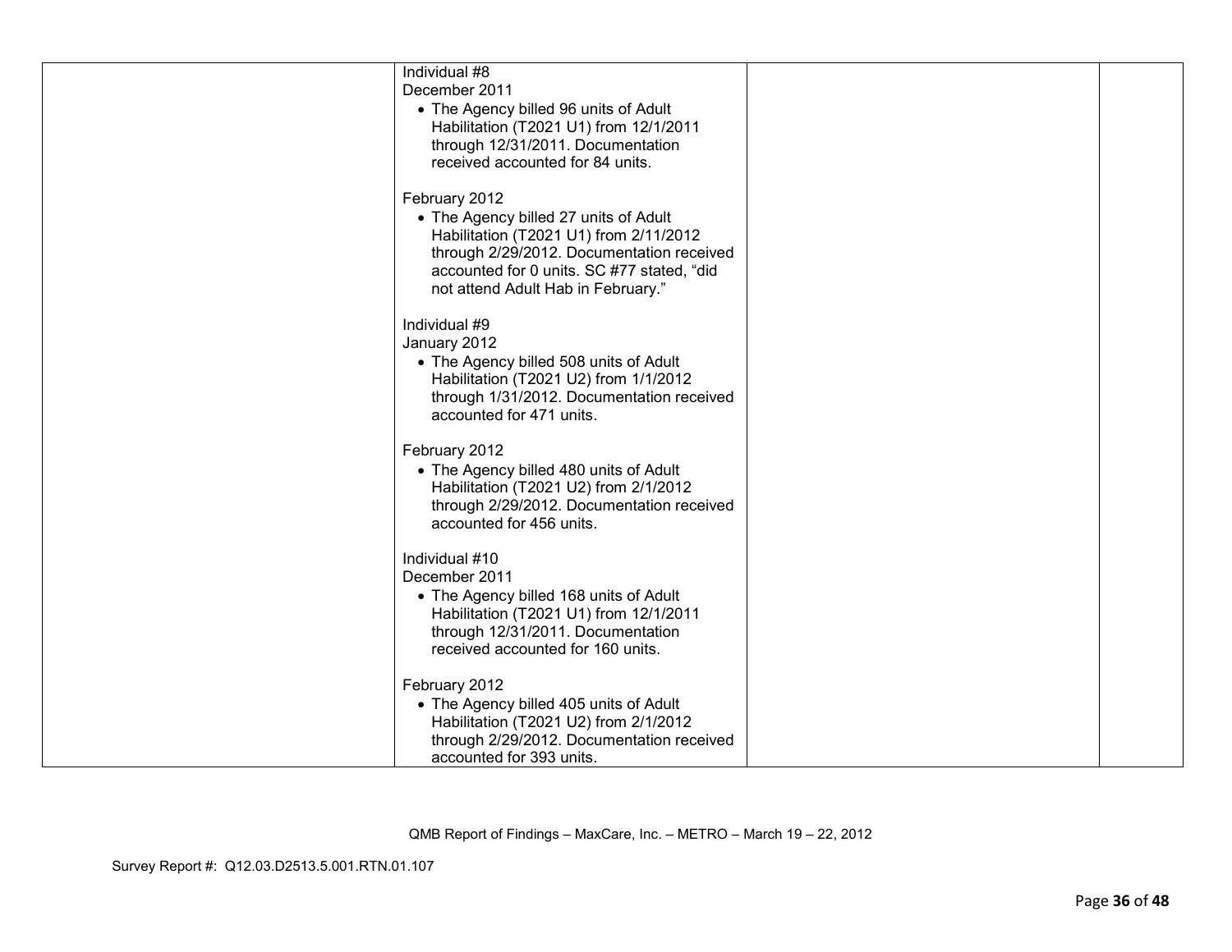| | | | |
|---|---|---|---|
| | Individual #8<br>December 2011<br>• The Agency billed 96 units of Adult Habilitation (T2021 U1) from 12/1/2011 through 12/31/2011. Documentation received accounted for 84 units.<br><br>February 2012<br>• The Agency billed 27 units of Adult Habilitation (T2021 U1) from 2/11/2012 through 2/29/2012. Documentation received accounted for 0 units. SC #77 stated, "did not attend Adult Hab in February."<br><br>Individual #9<br>January 2012<br>• The Agency billed 508 units of Adult Habilitation (T2021 U2) from 1/1/2012 through 1/31/2012. Documentation received accounted for 471 units.<br><br>February 2012<br>• The Agency billed 480 units of Adult Habilitation (T2021 U2) from 2/1/2012 through 2/29/2012. Documentation received accounted for 456 units.<br><br>Individual #10<br>December 2011<br>• The Agency billed 168 units of Adult Habilitation (T2021 U1) from 12/1/2011 through 12/31/2011. Documentation received accounted for 160 units.<br><br>February 2012<br>• The Agency billed 405 units of Adult Habilitation (T2021 U2) from 2/1/2012 through 2/29/2012. Documentation received accounted for 393 units. | | |

QMB Report of Findings – MaxCare, Inc. – METRO – March 19 – 22, 2012

Survey Report #: Q12.03.D2513.5.001.RTN.01.107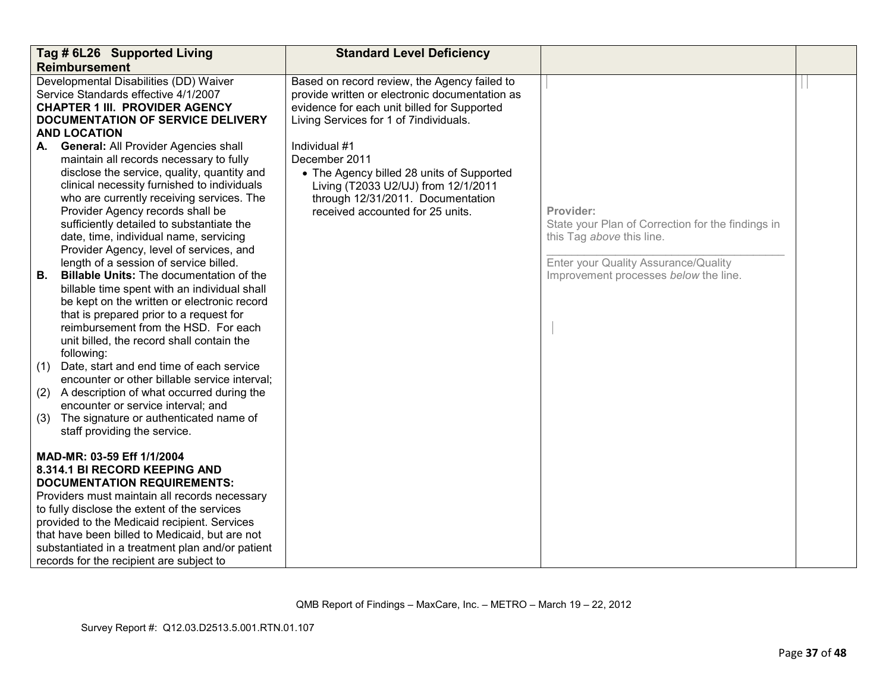| Tag # 6L26 Supported Living Reimbursement | Standard Level Deficiency | | |
|---|---|---|---|
| Developmental Disabilities (DD) Waiver Service Standards effective 4/1/2007<br>**CHAPTER 1 III. PROVIDER AGENCY DOCUMENTATION OF SERVICE DELIVERY AND LOCATION**<br>**A. General:** All Provider Agencies shall maintain all records necessary to fully disclose the service, quality, quantity and clinical necessity furnished to individuals who are currently receiving services. The Provider Agency records shall be sufficiently detailed to substantiate the date, time, individual name, servicing Provider Agency, level of services, and length of a session of service billed.<br>**B. Billable Units:** The documentation of the billable time spent with an individual shall be kept on the written or electronic record that is prepared prior to a request for reimbursement from the HSD. For each unit billed, the record shall contain the following:<br>(1) Date, start and end time of each service encounter or other billable service interval;<br>(2) A description of what occurred during the encounter or service interval; and<br>(3) The signature or authenticated name of staff providing the service.<br><br>**MAD-MR: 03-59 Eff 1/1/2004**<br>**8.314.1 BI RECORD KEEPING AND DOCUMENTATION REQUIREMENTS:**<br>Providers must maintain all records necessary to fully disclose the extent of the services provided to the Medicaid recipient. Services that have been billed to Medicaid, but are not substantiated in a treatment plan and/or patient records for the recipient are subject to | Based on record review, the Agency failed to provide written or electronic documentation as evidence for each unit billed for Supported Living Services for 1 of 7individuals.<br><br>Individual #1<br>December 2011<br>• The Agency billed 28 units of Supported Living (T2033 U2/UJ) from 12/1/2011 through 12/31/2011. Documentation received accounted for 25 units. | **Provider:**<br>State your Plan of Correction for the findings in this Tag *above* this line.<br>______________________________<br>Enter your Quality Assurance/Quality Improvement processes *below* the line. | |

QMB Report of Findings – MaxCare, Inc. – METRO – March 19 – 22, 2012

Survey Report #: Q12.03.D2513.5.001.RTN.01.107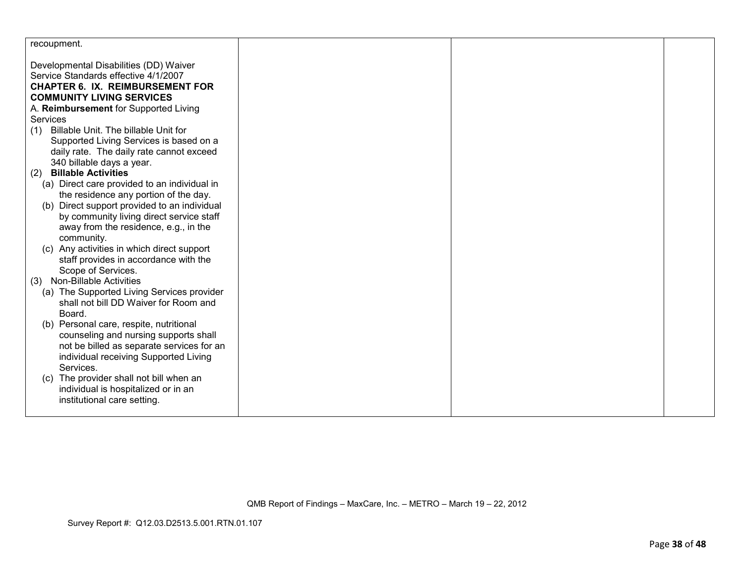| | | | |
|---|---|---|---|
| recoupment.<br><br>Developmental Disabilities (DD) Waiver Service Standards effective 4/1/2007<br>**CHAPTER 6. IX. REIMBURSEMENT FOR COMMUNITY LIVING SERVICES**<br>A. **Reimbursement** for Supported Living Services<br>(1) Billable Unit. The billable Unit for Supported Living Services is based on a daily rate. The daily rate cannot exceed 340 billable days a year.<br>(2) **Billable Activities**<br>(a) Direct care provided to an individual in the residence any portion of the day.<br>(b) Direct support provided to an individual by community living direct service staff away from the residence, e.g., in the community.<br>(c) Any activities in which direct support staff provides in accordance with the Scope of Services.<br>(3) Non-Billable Activities<br>(a) The Supported Living Services provider shall not bill DD Waiver for Room and Board.<br>(b) Personal care, respite, nutritional counseling and nursing supports shall not be billed as separate services for an individual receiving Supported Living Services.<br>(c) The provider shall not bill when an individual is hospitalized or in an institutional care setting. | | | |

QMB Report of Findings – MaxCare, Inc. – METRO – March 19 – 22, 2012

Survey Report #: Q12.03.D2513.5.001.RTN.01.107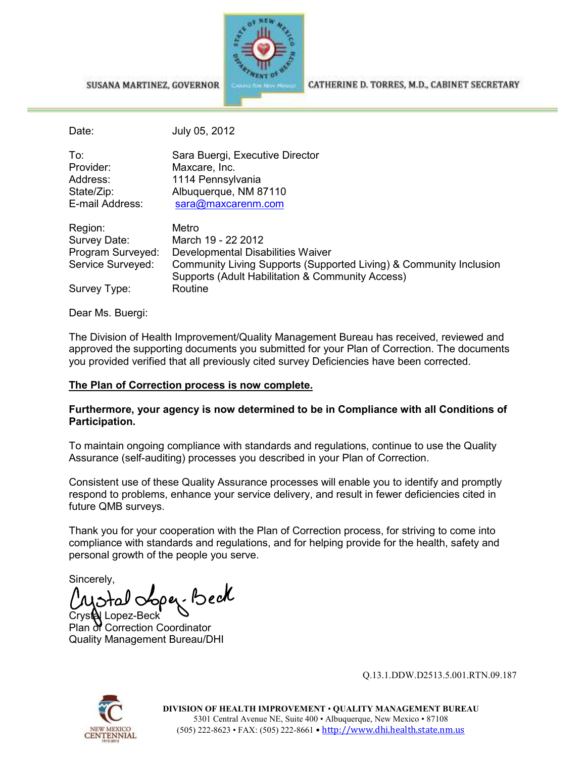SUSANA MARTINEZ, GOVERNOR

CATHERINE D. TORRES, M.D., CABINET SECRETARY

| | |
|---|---|
| Date: | July 05, 2012 |
| To: | Sara Buergi, Executive Director |
| Provider: | Maxcare, Inc. |
| Address: | 1114 Pennsylvania |
| State/Zip: | Albuquerque, NM 87110 |
| E-mail Address: | sara@maxcarenm.com |
| Region: | Metro |
| Survey Date: | March 19 - 22 2012 |
| Program Surveyed: | Developmental Disabilities Waiver |
| Service Surveyed: | Community Living Supports (Supported Living) & Community Inclusion Supports (Adult Habilitation & Community Access) |
| Survey Type: | Routine |

Dear Ms. Buergi:

The Division of Health Improvement/Quality Management Bureau has received, reviewed and approved the supporting documents you submitted for your Plan of Correction. The documents you provided verified that all previously cited survey Deficiencies have been corrected.

**The Plan of Correction process is now complete.**

**Furthermore, your agency is now determined to be in Compliance with all Conditions of Participation.**

To maintain ongoing compliance with standards and regulations, continue to use the Quality Assurance (self-auditing) processes you described in your Plan of Correction.

Consistent use of these Quality Assurance processes will enable you to identify and promptly respond to problems, enhance your service delivery, and result in fewer deficiencies cited in future QMB surveys.

Thank you for your cooperation with the Plan of Correction process, for striving to come into compliance with standards and regulations, and for helping provide for the health, safety and personal growth of the people you serve.

Sincerely,

Crystal Lopez-Beck
Plan of Correction Coordinator
Quality Management Bureau/DHI

Q.13.1.DDW.D2513.5.001.RTN.09.187

**DIVISION OF HEALTH IMPROVEMENT • QUALITY MANAGEMENT BUREAU**
5301 Central Avenue NE, Suite 400 • Albuquerque, New Mexico • 87108
(505) 222-8623 • FAX: (505) 222-8661 • http://www.dhi.health.state.nm.us